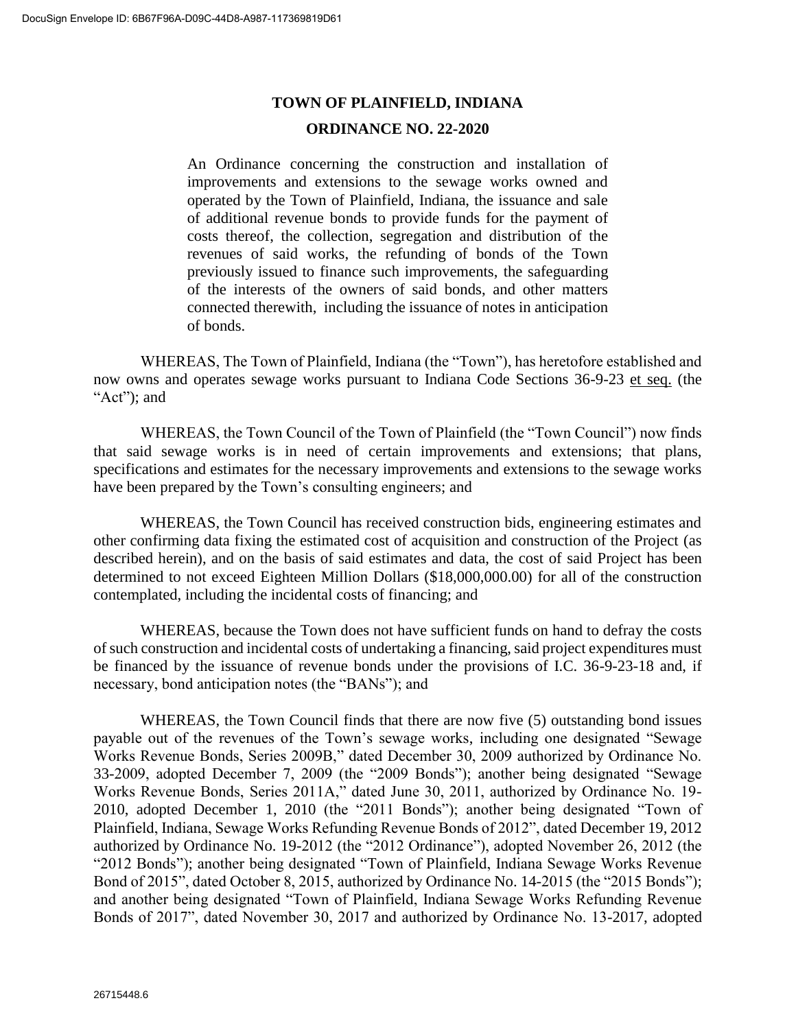# TOWN OF PLAINFIELD, INDIANA

## ORDINANCE NO. 22-2020

An Ordinance concerning the construction and installation of improvements and extensions to the sewage works owned and operated by the Town of Plainfield, Indiana, the issuance and sale of additional revenue bonds to provide funds for the payment of costs thereof, the collection, segregation and distribution of the revenues of said works, the refunding of bonds of the Town previously issued to finance such improvements, the safeguarding of the interests of the owners of said bonds, and other matters connected therewith, including the issuance of notes in anticipation of bonds.

WHEREAS, The Town of Plainfield, Indiana (the "Town"), has heretofore established and now owns and operates sewage works pursuant to Indiana Code Sections 36-9-23 et seq. (the "Act"); and

WHEREAS, the Town Council of the Town of Plainfield (the "Town Council") now finds that said sewage works is in need of certain improvements and extensions; that plans, specifications and estimates for the necessary improvements and extensions to the sewage works have been prepared by the Town's consulting engineers; and

WHEREAS, the Town Council has received construction bids, engineering estimates and other confirming data fixing the estimated cost of acquisition and construction of the Project (as described herein), and on the basis of said estimates and data, the cost of said Project has been determined to not exceed Eighteen Million Dollars ($18,000,000.00) for all of the construction contemplated, including the incidental costs of financing; and

WHEREAS, because the Town does not have sufficient funds on hand to defray the costs of such construction and incidental costs of undertaking a financing, said project expenditures must be financed by the issuance of revenue bonds under the provisions of I.C. 36-9-23-18 and, if necessary, bond anticipation notes (the "BANs"); and

WHEREAS, the Town Council finds that there are now five (5) outstanding bond issues payable out of the revenues of the Town's sewage works, including one designated "Sewage Works Revenue Bonds, Series 2009B," dated December 30, 2009 authorized by Ordinance No. 33-2009, adopted December 7, 2009 (the "2009 Bonds"); another being designated "Sewage Works Revenue Bonds, Series 2011A," dated June 30, 2011, authorized by Ordinance No. 19-2010, adopted December 1, 2010 (the "2011 Bonds"); another being designated "Town of Plainfield, Indiana, Sewage Works Refunding Revenue Bonds of 2012", dated December 19, 2012 authorized by Ordinance No. 19-2012 (the "2012 Ordinance"), adopted November 26, 2012 (the "2012 Bonds"); another being designated "Town of Plainfield, Indiana Sewage Works Revenue Bond of 2015", dated October 8, 2015, authorized by Ordinance No. 14-2015 (the "2015 Bonds"); and another being designated "Town of Plainfield, Indiana Sewage Works Refunding Revenue Bonds of 2017", dated November 30, 2017 and authorized by Ordinance No. 13-2017, adopted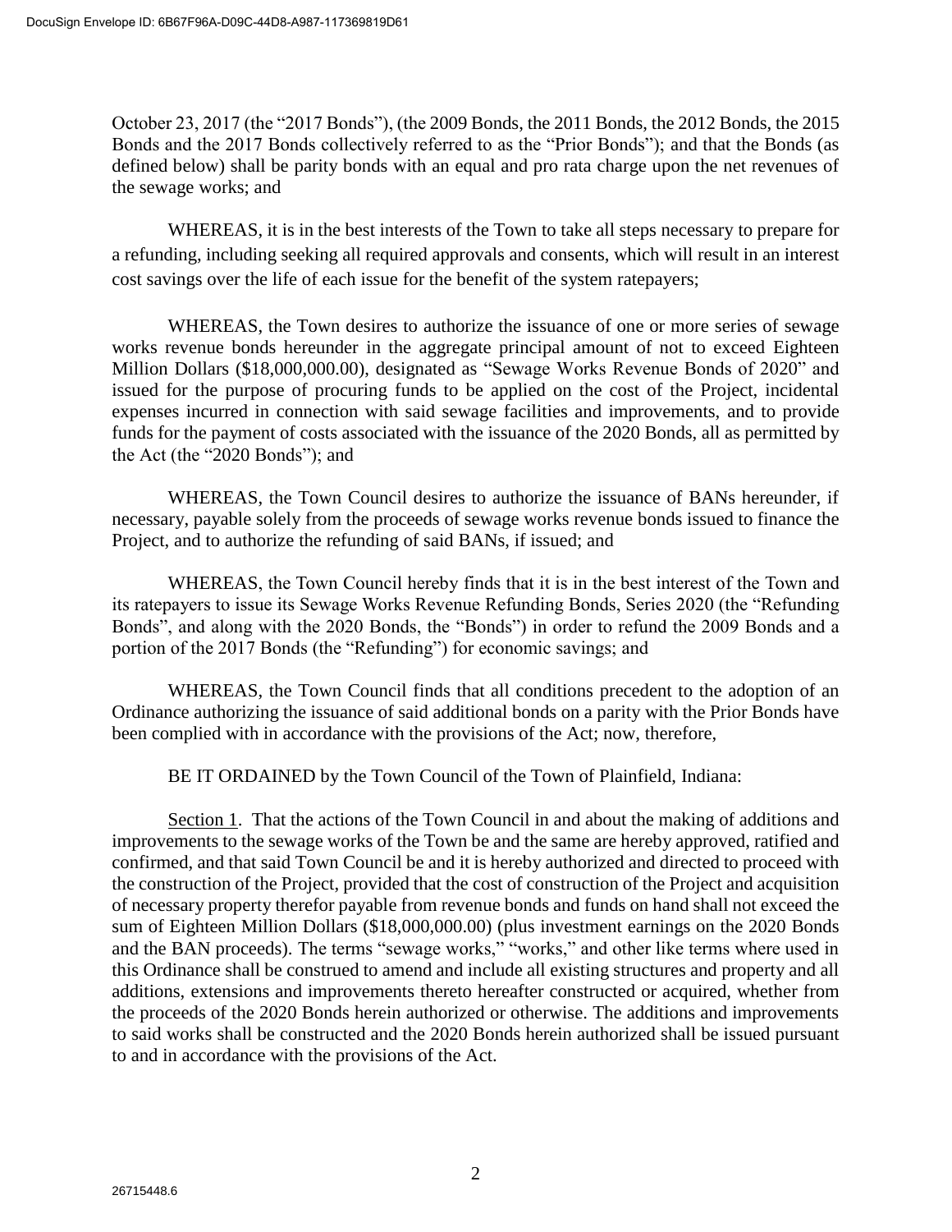October 23, 2017 (the "2017 Bonds"), (the 2009 Bonds, the 2011 Bonds, the 2012 Bonds, the 2015 Bonds and the 2017 Bonds collectively referred to as the "Prior Bonds"); and that the Bonds (as defined below) shall be parity bonds with an equal and pro rata charge upon the net revenues of the sewage works; and

WHEREAS, it is in the best interests of the Town to take all steps necessary to prepare for a refunding, including seeking all required approvals and consents, which will result in an interest cost savings over the life of each issue for the benefit of the system ratepayers;

WHEREAS, the Town desires to authorize the issuance of one or more series of sewage works revenue bonds hereunder in the aggregate principal amount of not to exceed Eighteen Million Dollars ($18,000,000.00), designated as "Sewage Works Revenue Bonds of 2020" and issued for the purpose of procuring funds to be applied on the cost of the Project, incidental expenses incurred in connection with said sewage facilities and improvements, and to provide funds for the payment of costs associated with the issuance of the 2020 Bonds, all as permitted by the Act (the "2020 Bonds"); and

WHEREAS, the Town Council desires to authorize the issuance of BANs hereunder, if necessary, payable solely from the proceeds of sewage works revenue bonds issued to finance the Project, and to authorize the refunding of said BANs, if issued; and

WHEREAS, the Town Council hereby finds that it is in the best interest of the Town and its ratepayers to issue its Sewage Works Revenue Refunding Bonds, Series 2020 (the "Refunding Bonds", and along with the 2020 Bonds, the "Bonds") in order to refund the 2009 Bonds and a portion of the 2017 Bonds (the "Refunding") for economic savings; and

WHEREAS, the Town Council finds that all conditions precedent to the adoption of an Ordinance authorizing the issuance of said additional bonds on a parity with the Prior Bonds have been complied with in accordance with the provisions of the Act; now, therefore,

BE IT ORDAINED by the Town Council of the Town of Plainfield, Indiana:

Section 1. That the actions of the Town Council in and about the making of additions and improvements to the sewage works of the Town be and the same are hereby approved, ratified and confirmed, and that said Town Council be and it is hereby authorized and directed to proceed with the construction of the Project, provided that the cost of construction of the Project and acquisition of necessary property therefor payable from revenue bonds and funds on hand shall not exceed the sum of Eighteen Million Dollars ($18,000,000.00) (plus investment earnings on the 2020 Bonds and the BAN proceeds). The terms "sewage works," "works," and other like terms where used in this Ordinance shall be construed to amend and include all existing structures and property and all additions, extensions and improvements thereto hereafter constructed or acquired, whether from the proceeds of the 2020 Bonds herein authorized or otherwise. The additions and improvements to said works shall be constructed and the 2020 Bonds herein authorized shall be issued pursuant to and in accordance with the provisions of the Act.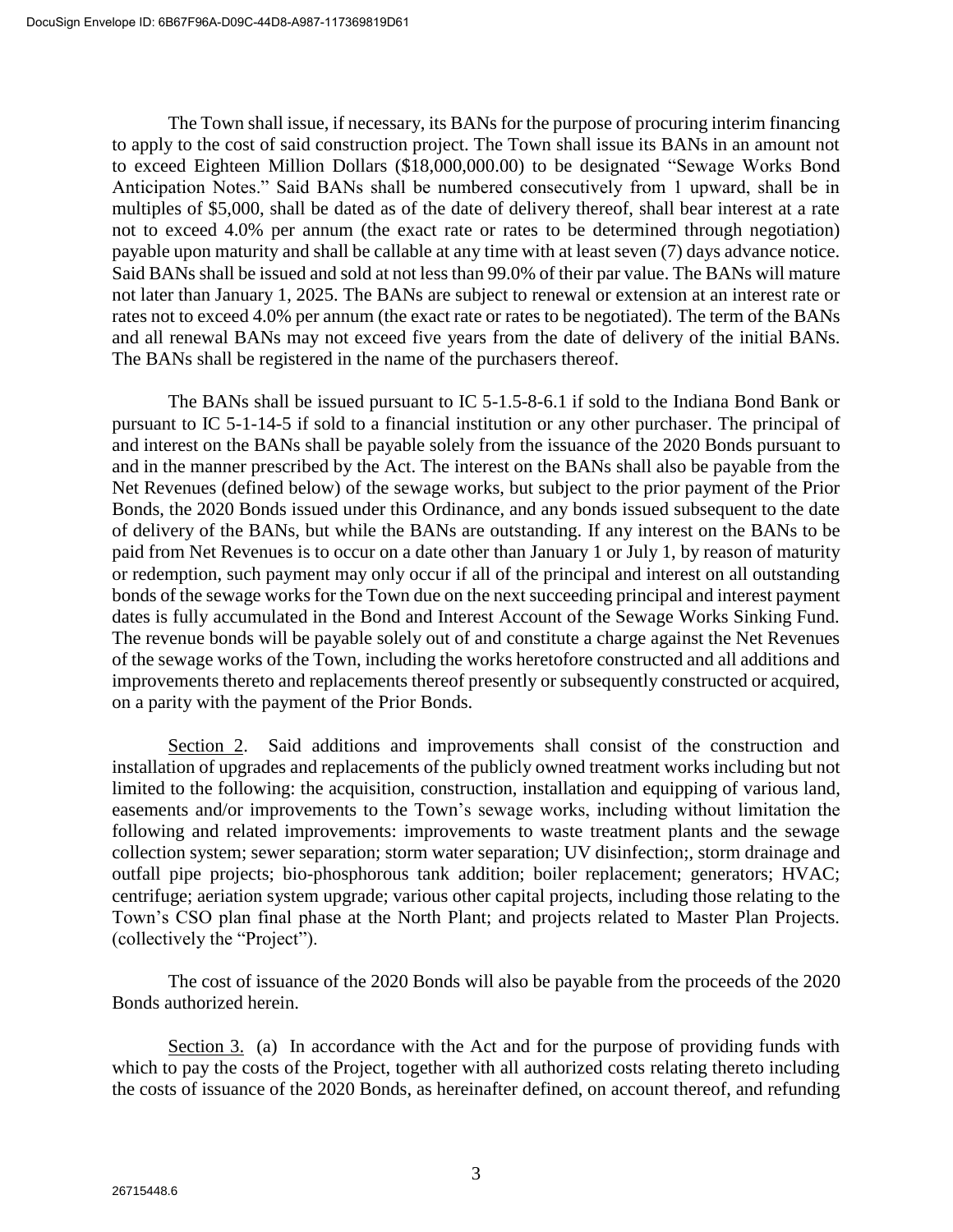The Town shall issue, if necessary, its BANs for the purpose of procuring interim financing to apply to the cost of said construction project. The Town shall issue its BANs in an amount not to exceed Eighteen Million Dollars ($18,000,000.00) to be designated "Sewage Works Bond Anticipation Notes." Said BANs shall be numbered consecutively from 1 upward, shall be in multiples of $5,000, shall be dated as of the date of delivery thereof, shall bear interest at a rate not to exceed 4.0% per annum (the exact rate or rates to be determined through negotiation) payable upon maturity and shall be callable at any time with at least seven (7) days advance notice. Said BANs shall be issued and sold at not less than 99.0% of their par value. The BANs will mature not later than January 1, 2025. The BANs are subject to renewal or extension at an interest rate or rates not to exceed 4.0% per annum (the exact rate or rates to be negotiated). The term of the BANs and all renewal BANs may not exceed five years from the date of delivery of the initial BANs. The BANs shall be registered in the name of the purchasers thereof.

The BANs shall be issued pursuant to IC 5-1.5-8-6.1 if sold to the Indiana Bond Bank or pursuant to IC 5-1-14-5 if sold to a financial institution or any other purchaser. The principal of and interest on the BANs shall be payable solely from the issuance of the 2020 Bonds pursuant to and in the manner prescribed by the Act. The interest on the BANs shall also be payable from the Net Revenues (defined below) of the sewage works, but subject to the prior payment of the Prior Bonds, the 2020 Bonds issued under this Ordinance, and any bonds issued subsequent to the date of delivery of the BANs, but while the BANs are outstanding. If any interest on the BANs to be paid from Net Revenues is to occur on a date other than January 1 or July 1, by reason of maturity or redemption, such payment may only occur if all of the principal and interest on all outstanding bonds of the sewage works for the Town due on the next succeeding principal and interest payment dates is fully accumulated in the Bond and Interest Account of the Sewage Works Sinking Fund. The revenue bonds will be payable solely out of and constitute a charge against the Net Revenues of the sewage works of the Town, including the works heretofore constructed and all additions and improvements thereto and replacements thereof presently or subsequently constructed or acquired, on a parity with the payment of the Prior Bonds.

Section 2. Said additions and improvements shall consist of the construction and installation of upgrades and replacements of the publicly owned treatment works including but not limited to the following: the acquisition, construction, installation and equipping of various land, easements and/or improvements to the Town's sewage works, including without limitation the following and related improvements: improvements to waste treatment plants and the sewage collection system; sewer separation; storm water separation; UV disinfection;, storm drainage and outfall pipe projects; bio-phosphorous tank addition; boiler replacement; generators; HVAC; centrifuge; aeration system upgrade; various other capital projects, including those relating to the Town's CSO plan final phase at the North Plant; and projects related to Master Plan Projects. (collectively the "Project").

The cost of issuance of the 2020 Bonds will also be payable from the proceeds of the 2020 Bonds authorized herein.

Section 3. (a) In accordance with the Act and for the purpose of providing funds with which to pay the costs of the Project, together with all authorized costs relating thereto including the costs of issuance of the 2020 Bonds, as hereinafter defined, on account thereof, and refunding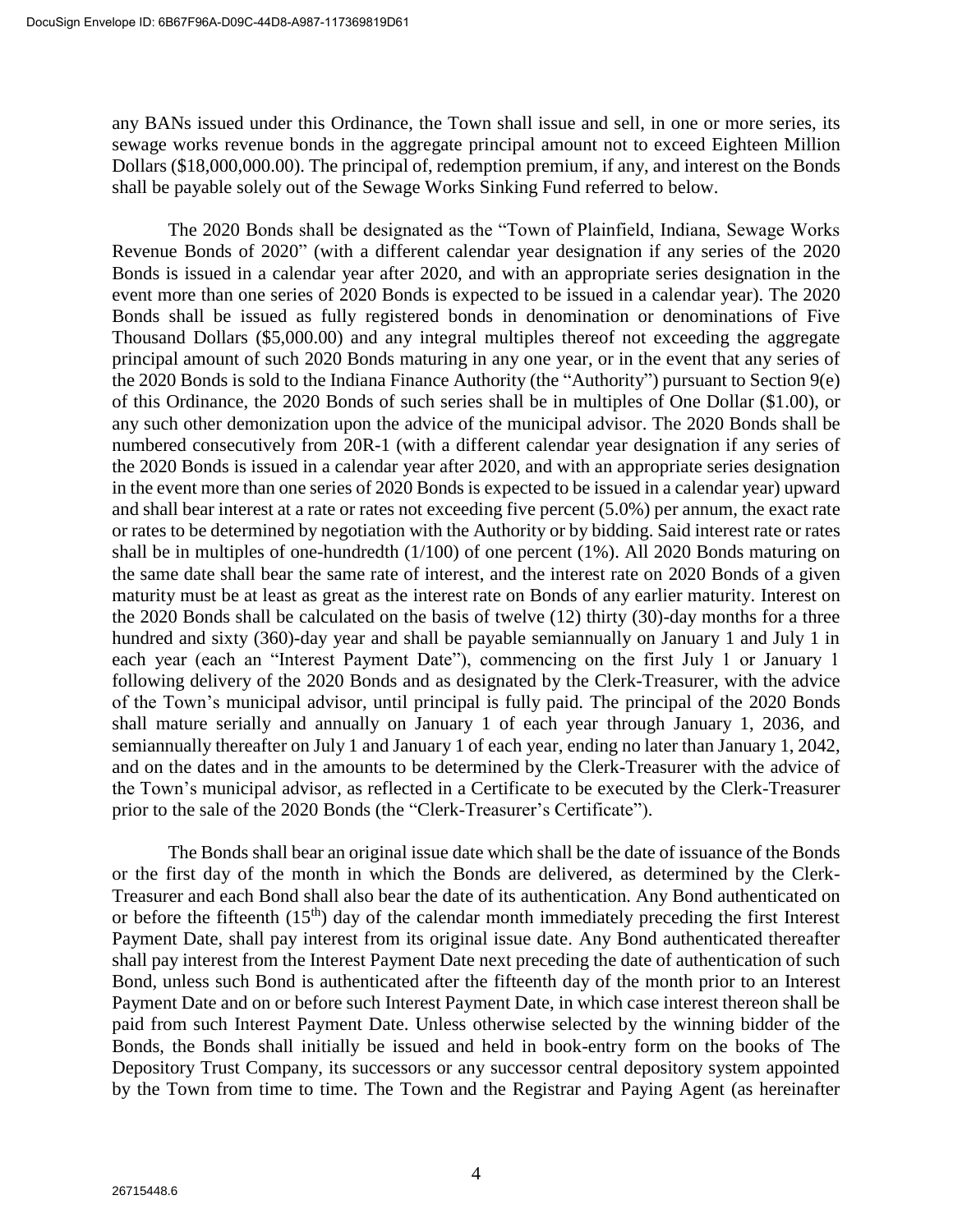any BANs issued under this Ordinance, the Town shall issue and sell, in one or more series, its sewage works revenue bonds in the aggregate principal amount not to exceed Eighteen Million Dollars ($18,000,000.00). The principal of, redemption premium, if any, and interest on the Bonds shall be payable solely out of the Sewage Works Sinking Fund referred to below.

The 2020 Bonds shall be designated as the "Town of Plainfield, Indiana, Sewage Works Revenue Bonds of 2020" (with a different calendar year designation if any series of the 2020 Bonds is issued in a calendar year after 2020, and with an appropriate series designation in the event more than one series of 2020 Bonds is expected to be issued in a calendar year). The 2020 Bonds shall be issued as fully registered bonds in denomination or denominations of Five Thousand Dollars ($5,000.00) and any integral multiples thereof not exceeding the aggregate principal amount of such 2020 Bonds maturing in any one year, or in the event that any series of the 2020 Bonds is sold to the Indiana Finance Authority (the "Authority") pursuant to Section 9(e) of this Ordinance, the 2020 Bonds of such series shall be in multiples of One Dollar ($1.00), or any such other demonization upon the advice of the municipal advisor. The 2020 Bonds shall be numbered consecutively from 20R-1 (with a different calendar year designation if any series of the 2020 Bonds is issued in a calendar year after 2020, and with an appropriate series designation in the event more than one series of 2020 Bonds is expected to be issued in a calendar year) upward and shall bear interest at a rate or rates not exceeding five percent (5.0%) per annum, the exact rate or rates to be determined by negotiation with the Authority or by bidding. Said interest rate or rates shall be in multiples of one-hundredth (1/100) of one percent (1%). All 2020 Bonds maturing on the same date shall bear the same rate of interest, and the interest rate on 2020 Bonds of a given maturity must be at least as great as the interest rate on Bonds of any earlier maturity. Interest on the 2020 Bonds shall be calculated on the basis of twelve (12) thirty (30)-day months for a three hundred and sixty (360)-day year and shall be payable semiannually on January 1 and July 1 in each year (each an "Interest Payment Date"), commencing on the first July 1 or January 1 following delivery of the 2020 Bonds and as designated by the Clerk-Treasurer, with the advice of the Town's municipal advisor, until principal is fully paid. The principal of the 2020 Bonds shall mature serially and annually on January 1 of each year through January 1, 2036, and semiannually thereafter on July 1 and January 1 of each year, ending no later than January 1, 2042, and on the dates and in the amounts to be determined by the Clerk-Treasurer with the advice of the Town's municipal advisor, as reflected in a Certificate to be executed by the Clerk-Treasurer prior to the sale of the 2020 Bonds (the "Clerk-Treasurer's Certificate").

The Bonds shall bear an original issue date which shall be the date of issuance of the Bonds or the first day of the month in which the Bonds are delivered, as determined by the Clerk-Treasurer and each Bond shall also bear the date of its authentication. Any Bond authenticated on or before the fifteenth (15th) day of the calendar month immediately preceding the first Interest Payment Date, shall pay interest from its original issue date. Any Bond authenticated thereafter shall pay interest from the Interest Payment Date next preceding the date of authentication of such Bond, unless such Bond is authenticated after the fifteenth day of the month prior to an Interest Payment Date and on or before such Interest Payment Date, in which case interest thereon shall be paid from such Interest Payment Date. Unless otherwise selected by the winning bidder of the Bonds, the Bonds shall initially be issued and held in book-entry form on the books of The Depository Trust Company, its successors or any successor central depository system appointed by the Town from time to time. The Town and the Registrar and Paying Agent (as hereinafter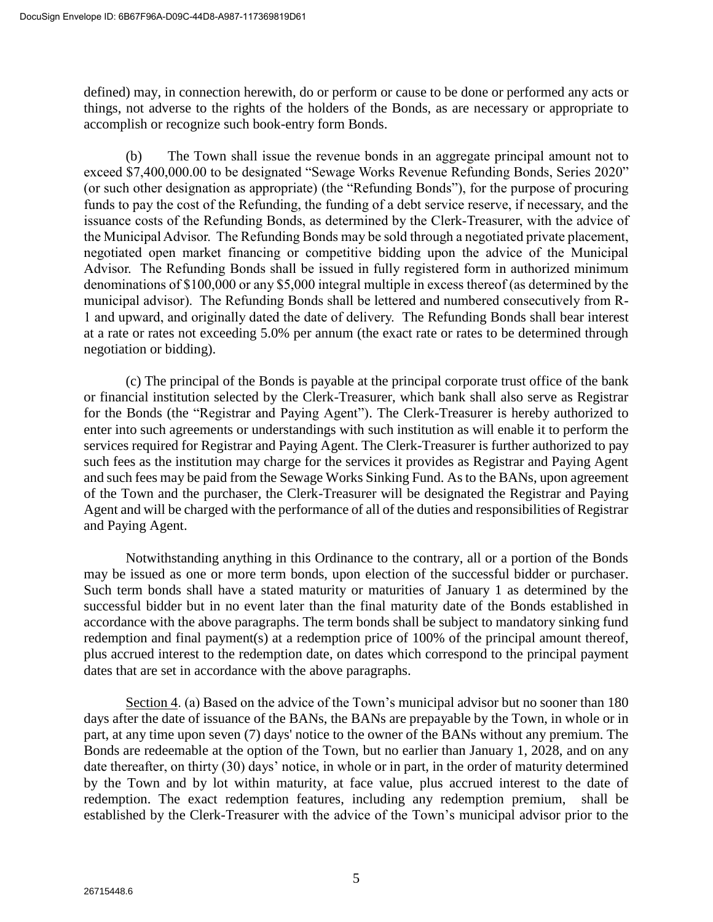defined) may, in connection herewith, do or perform or cause to be done or performed any acts or things, not adverse to the rights of the holders of the Bonds, as are necessary or appropriate to accomplish or recognize such book-entry form Bonds.

(b) The Town shall issue the revenue bonds in an aggregate principal amount not to exceed $7,400,000.00 to be designated "Sewage Works Revenue Refunding Bonds, Series 2020" (or such other designation as appropriate) (the "Refunding Bonds"), for the purpose of procuring funds to pay the cost of the Refunding, the funding of a debt service reserve, if necessary, and the issuance costs of the Refunding Bonds, as determined by the Clerk-Treasurer, with the advice of the Municipal Advisor. The Refunding Bonds may be sold through a negotiated private placement, negotiated open market financing or competitive bidding upon the advice of the Municipal Advisor. The Refunding Bonds shall be issued in fully registered form in authorized minimum denominations of $100,000 or any $5,000 integral multiple in excess thereof (as determined by the municipal advisor). The Refunding Bonds shall be lettered and numbered consecutively from R-1 and upward, and originally dated the date of delivery. The Refunding Bonds shall bear interest at a rate or rates not exceeding 5.0% per annum (the exact rate or rates to be determined through negotiation or bidding).

(c) The principal of the Bonds is payable at the principal corporate trust office of the bank or financial institution selected by the Clerk-Treasurer, which bank shall also serve as Registrar for the Bonds (the "Registrar and Paying Agent"). The Clerk-Treasurer is hereby authorized to enter into such agreements or understandings with such institution as will enable it to perform the services required for Registrar and Paying Agent. The Clerk-Treasurer is further authorized to pay such fees as the institution may charge for the services it provides as Registrar and Paying Agent and such fees may be paid from the Sewage Works Sinking Fund. As to the BANs, upon agreement of the Town and the purchaser, the Clerk-Treasurer will be designated the Registrar and Paying Agent and will be charged with the performance of all of the duties and responsibilities of Registrar and Paying Agent.

Notwithstanding anything in this Ordinance to the contrary, all or a portion of the Bonds may be issued as one or more term bonds, upon election of the successful bidder or purchaser. Such term bonds shall have a stated maturity or maturities of January 1 as determined by the successful bidder but in no event later than the final maturity date of the Bonds established in accordance with the above paragraphs. The term bonds shall be subject to mandatory sinking fund redemption and final payment(s) at a redemption price of 100% of the principal amount thereof, plus accrued interest to the redemption date, on dates which correspond to the principal payment dates that are set in accordance with the above paragraphs.

Section 4. (a) Based on the advice of the Town's municipal advisor but no sooner than 180 days after the date of issuance of the BANs, the BANs are prepayable by the Town, in whole or in part, at any time upon seven (7) days' notice to the owner of the BANs without any premium. The Bonds are redeemable at the option of the Town, but no earlier than January 1, 2028, and on any date thereafter, on thirty (30) days' notice, in whole or in part, in the order of maturity determined by the Town and by lot within maturity, at face value, plus accrued interest to the date of redemption. The exact redemption features, including any redemption premium, shall be established by the Clerk-Treasurer with the advice of the Town's municipal advisor prior to the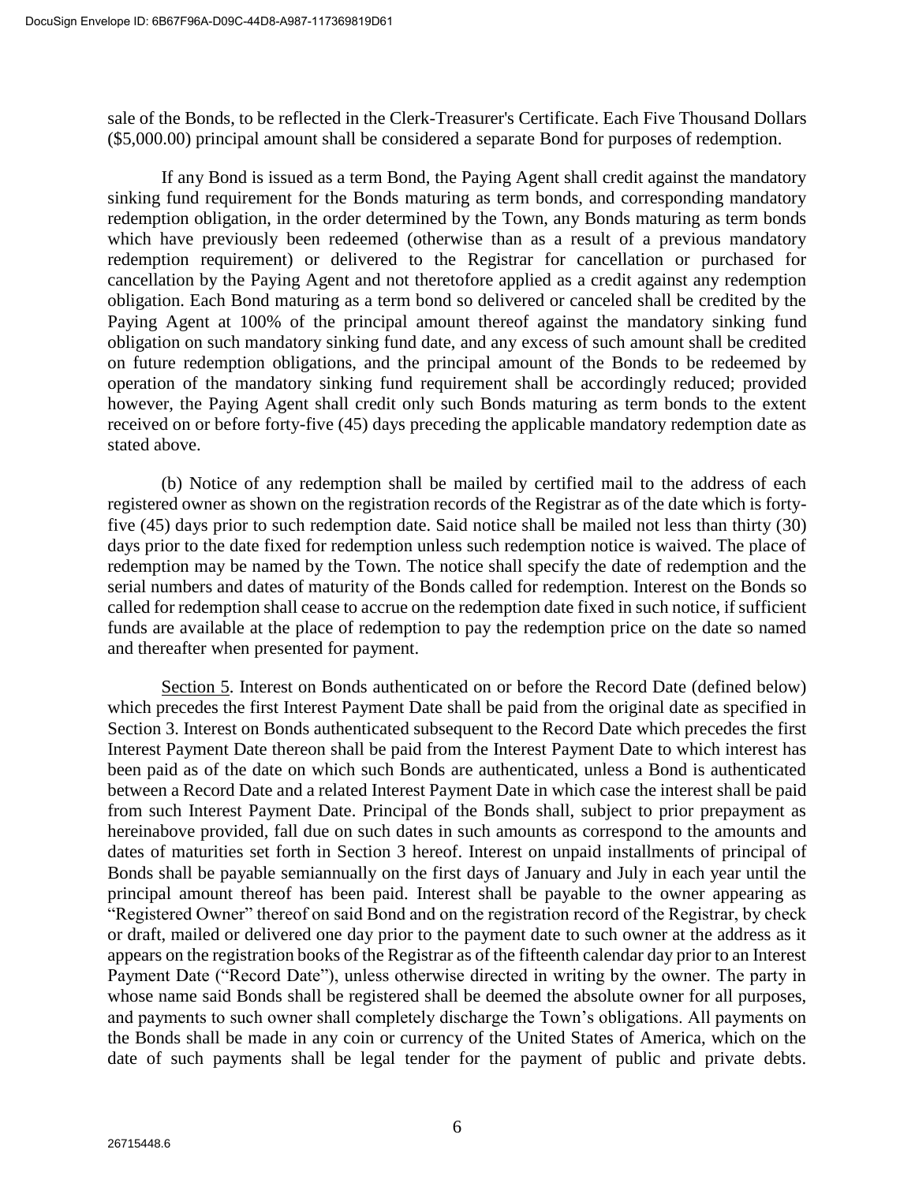sale of the Bonds, to be reflected in the Clerk-Treasurer's Certificate. Each Five Thousand Dollars ($5,000.00) principal amount shall be considered a separate Bond for purposes of redemption.

If any Bond is issued as a term Bond, the Paying Agent shall credit against the mandatory sinking fund requirement for the Bonds maturing as term bonds, and corresponding mandatory redemption obligation, in the order determined by the Town, any Bonds maturing as term bonds which have previously been redeemed (otherwise than as a result of a previous mandatory redemption requirement) or delivered to the Registrar for cancellation or purchased for cancellation by the Paying Agent and not theretofore applied as a credit against any redemption obligation. Each Bond maturing as a term bond so delivered or canceled shall be credited by the Paying Agent at 100% of the principal amount thereof against the mandatory sinking fund obligation on such mandatory sinking fund date, and any excess of such amount shall be credited on future redemption obligations, and the principal amount of the Bonds to be redeemed by operation of the mandatory sinking fund requirement shall be accordingly reduced; provided however, the Paying Agent shall credit only such Bonds maturing as term bonds to the extent received on or before forty-five (45) days preceding the applicable mandatory redemption date as stated above.

(b) Notice of any redemption shall be mailed by certified mail to the address of each registered owner as shown on the registration records of the Registrar as of the date which is forty-five (45) days prior to such redemption date. Said notice shall be mailed not less than thirty (30) days prior to the date fixed for redemption unless such redemption notice is waived. The place of redemption may be named by the Town. The notice shall specify the date of redemption and the serial numbers and dates of maturity of the Bonds called for redemption. Interest on the Bonds so called for redemption shall cease to accrue on the redemption date fixed in such notice, if sufficient funds are available at the place of redemption to pay the redemption price on the date so named and thereafter when presented for payment.

Section 5. Interest on Bonds authenticated on or before the Record Date (defined below) which precedes the first Interest Payment Date shall be paid from the original date as specified in Section 3. Interest on Bonds authenticated subsequent to the Record Date which precedes the first Interest Payment Date thereon shall be paid from the Interest Payment Date to which interest has been paid as of the date on which such Bonds are authenticated, unless a Bond is authenticated between a Record Date and a related Interest Payment Date in which case the interest shall be paid from such Interest Payment Date. Principal of the Bonds shall, subject to prior prepayment as hereinabove provided, fall due on such dates in such amounts as correspond to the amounts and dates of maturities set forth in Section 3 hereof. Interest on unpaid installments of principal of Bonds shall be payable semiannually on the first days of January and July in each year until the principal amount thereof has been paid. Interest shall be payable to the owner appearing as "Registered Owner" thereof on said Bond and on the registration record of the Registrar, by check or draft, mailed or delivered one day prior to the payment date to such owner at the address as it appears on the registration books of the Registrar as of the fifteenth calendar day prior to an Interest Payment Date ("Record Date"), unless otherwise directed in writing by the owner. The party in whose name said Bonds shall be registered shall be deemed the absolute owner for all purposes, and payments to such owner shall completely discharge the Town's obligations. All payments on the Bonds shall be made in any coin or currency of the United States of America, which on the date of such payments shall be legal tender for the payment of public and private debts.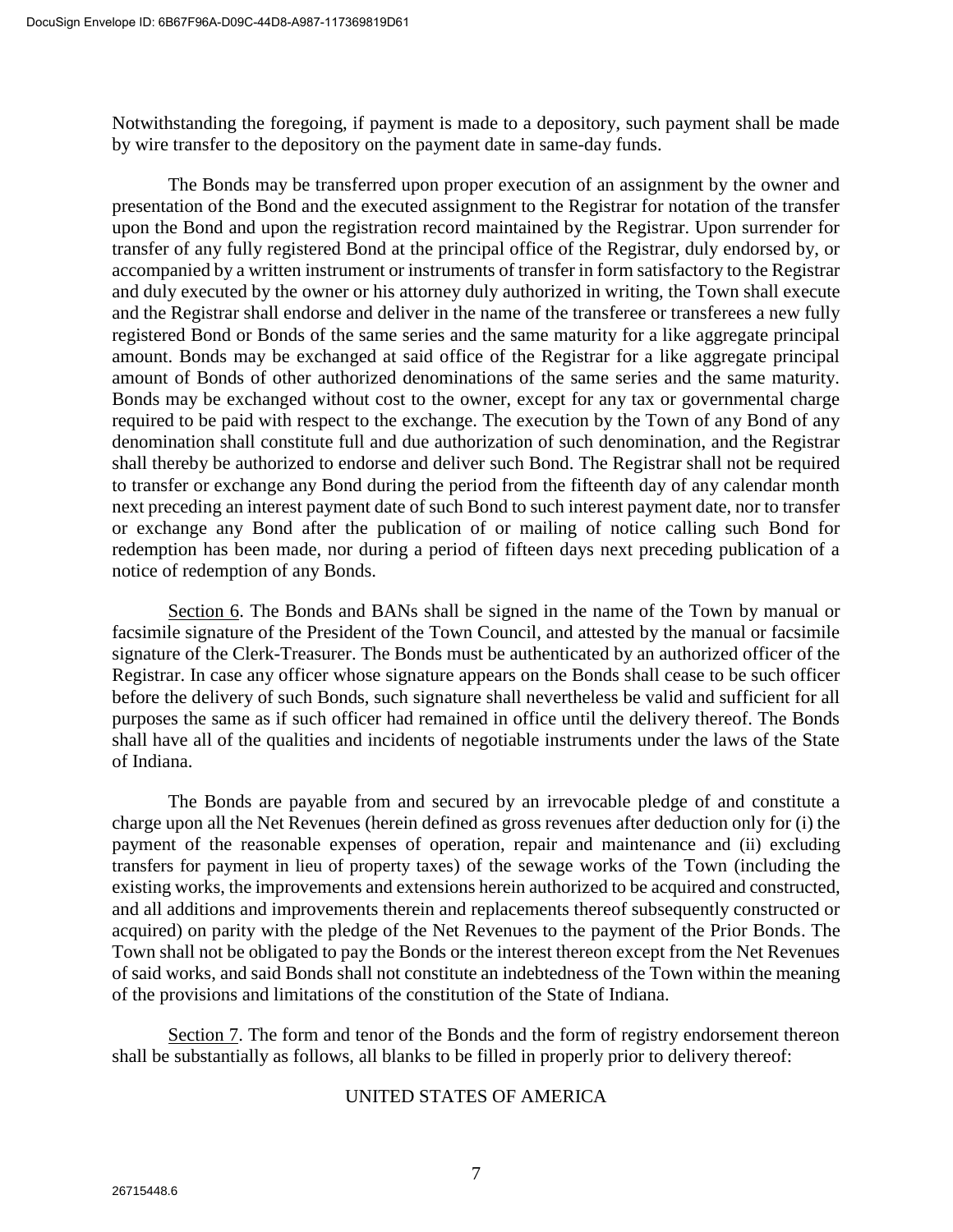Notwithstanding the foregoing, if payment is made to a depository, such payment shall be made by wire transfer to the depository on the payment date in same-day funds.

The Bonds may be transferred upon proper execution of an assignment by the owner and presentation of the Bond and the executed assignment to the Registrar for notation of the transfer upon the Bond and upon the registration record maintained by the Registrar. Upon surrender for transfer of any fully registered Bond at the principal office of the Registrar, duly endorsed by, or accompanied by a written instrument or instruments of transfer in form satisfactory to the Registrar and duly executed by the owner or his attorney duly authorized in writing, the Town shall execute and the Registrar shall endorse and deliver in the name of the transferee or transferees a new fully registered Bond or Bonds of the same series and the same maturity for a like aggregate principal amount. Bonds may be exchanged at said office of the Registrar for a like aggregate principal amount of Bonds of other authorized denominations of the same series and the same maturity. Bonds may be exchanged without cost to the owner, except for any tax or governmental charge required to be paid with respect to the exchange. The execution by the Town of any Bond of any denomination shall constitute full and due authorization of such denomination, and the Registrar shall thereby be authorized to endorse and deliver such Bond. The Registrar shall not be required to transfer or exchange any Bond during the period from the fifteenth day of any calendar month next preceding an interest payment date of such Bond to such interest payment date, nor to transfer or exchange any Bond after the publication of or mailing of notice calling such Bond for redemption has been made, nor during a period of fifteen days next preceding publication of a notice of redemption of any Bonds.

Section 6. The Bonds and BANs shall be signed in the name of the Town by manual or facsimile signature of the President of the Town Council, and attested by the manual or facsimile signature of the Clerk-Treasurer. The Bonds must be authenticated by an authorized officer of the Registrar. In case any officer whose signature appears on the Bonds shall cease to be such officer before the delivery of such Bonds, such signature shall nevertheless be valid and sufficient for all purposes the same as if such officer had remained in office until the delivery thereof. The Bonds shall have all of the qualities and incidents of negotiable instruments under the laws of the State of Indiana.

The Bonds are payable from and secured by an irrevocable pledge of and constitute a charge upon all the Net Revenues (herein defined as gross revenues after deduction only for (i) the payment of the reasonable expenses of operation, repair and maintenance and (ii) excluding transfers for payment in lieu of property taxes) of the sewage works of the Town (including the existing works, the improvements and extensions herein authorized to be acquired and constructed, and all additions and improvements therein and replacements thereof subsequently constructed or acquired) on parity with the pledge of the Net Revenues to the payment of the Prior Bonds. The Town shall not be obligated to pay the Bonds or the interest thereon except from the Net Revenues of said works, and said Bonds shall not constitute an indebtedness of the Town within the meaning of the provisions and limitations of the constitution of the State of Indiana.

Section 7. The form and tenor of the Bonds and the form of registry endorsement thereon shall be substantially as follows, all blanks to be filled in properly prior to delivery thereof:

UNITED STATES OF AMERICA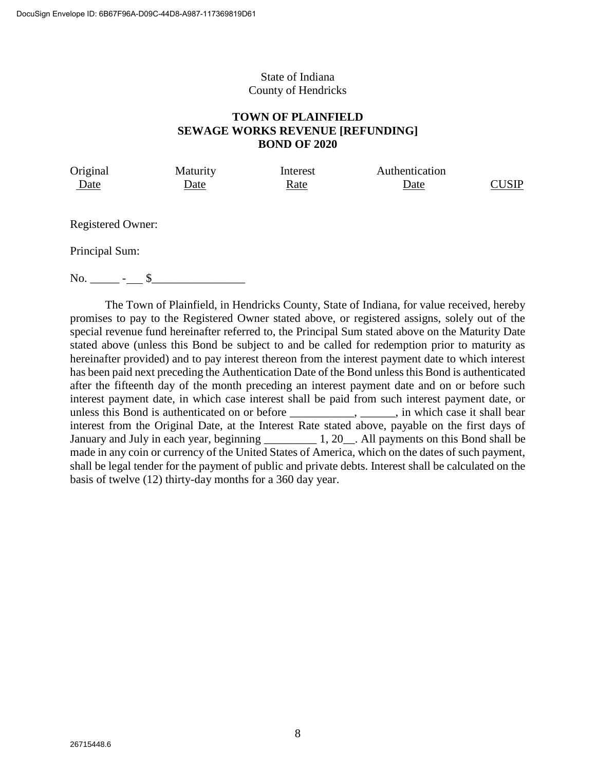State of Indiana
County of Hendricks

**TOWN OF PLAINFIELD**
**SEWAGE WORKS REVENUE [REFUNDING]**
**BOND OF 2020**

| Original Date | Maturity Date | Interest Rate | Authentication Date | CUSIP |
|---|---|---|---|---|
| | | | | |

Registered Owner:

Principal Sum:

No. _____ -___ $________________

The Town of Plainfield, in Hendricks County, State of Indiana, for value received, hereby promises to pay to the Registered Owner stated above, or registered assigns, solely out of the special revenue fund hereinafter referred to, the Principal Sum stated above on the Maturity Date stated above (unless this Bond be subject to and be called for redemption prior to maturity as hereinafter provided) and to pay interest thereon from the interest payment date to which interest has been paid next preceding the Authentication Date of the Bond unless this Bond is authenticated after the fifteenth day of the month preceding an interest payment date and on or before such interest payment date, in which case interest shall be paid from such interest payment date, or unless this Bond is authenticated on or before ___________, ______, in which case it shall bear interest from the Original Date, at the Interest Rate stated above, payable on the first days of January and July in each year, beginning _________ 1, 20__. All payments on this Bond shall be made in any coin or currency of the United States of America, which on the dates of such payment, shall be legal tender for the payment of public and private debts. Interest shall be calculated on the basis of twelve (12) thirty-day months for a 360 day year.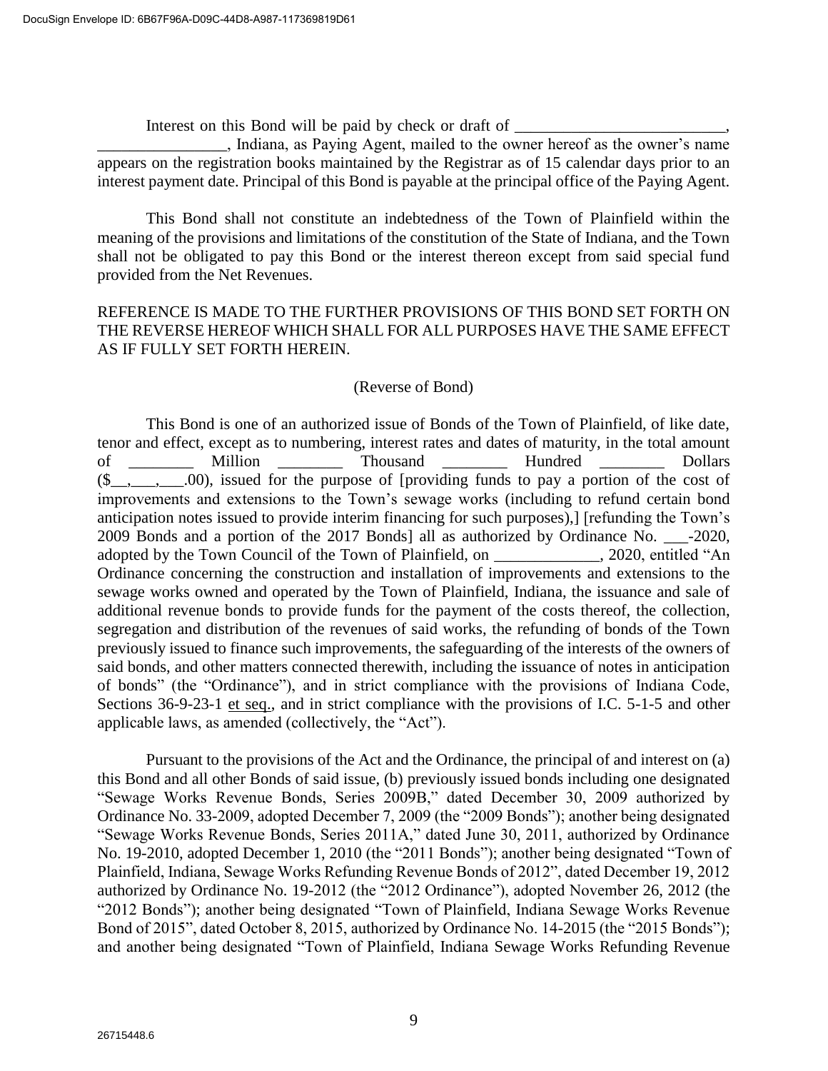Interest on this Bond will be paid by check or draft of __________________________, ________________, Indiana, as Paying Agent, mailed to the owner hereof as the owner's name appears on the registration books maintained by the Registrar as of 15 calendar days prior to an interest payment date. Principal of this Bond is payable at the principal office of the Paying Agent.

This Bond shall not constitute an indebtedness of the Town of Plainfield within the meaning of the provisions and limitations of the constitution of the State of Indiana, and the Town shall not be obligated to pay this Bond or the interest thereon except from said special fund provided from the Net Revenues.

REFERENCE IS MADE TO THE FURTHER PROVISIONS OF THIS BOND SET FORTH ON THE REVERSE HEREOF WHICH SHALL FOR ALL PURPOSES HAVE THE SAME EFFECT AS IF FULLY SET FORTH HEREIN.

(Reverse of Bond)

This Bond is one of an authorized issue of Bonds of the Town of Plainfield, of like date, tenor and effect, except as to numbering, interest rates and dates of maturity, in the total amount of ________ Million ________ Thousand ________ Hundred ________ Dollars ($__,___,___.00), issued for the purpose of [providing funds to pay a portion of the cost of improvements and extensions to the Town's sewage works (including to refund certain bond anticipation notes issued to provide interim financing for such purposes),] [refunding the Town's 2009 Bonds and a portion of the 2017 Bonds] all as authorized by Ordinance No. ___-2020, adopted by the Town Council of the Town of Plainfield, on _____________, 2020, entitled "An Ordinance concerning the construction and installation of improvements and extensions to the sewage works owned and operated by the Town of Plainfield, Indiana, the issuance and sale of additional revenue bonds to provide funds for the payment of the costs thereof, the collection, segregation and distribution of the revenues of said works, the refunding of bonds of the Town previously issued to finance such improvements, the safeguarding of the interests of the owners of said bonds, and other matters connected therewith, including the issuance of notes in anticipation of bonds" (the "Ordinance"), and in strict compliance with the provisions of Indiana Code, Sections 36-9-23-1 et seq., and in strict compliance with the provisions of I.C. 5-1-5 and other applicable laws, as amended (collectively, the "Act").

Pursuant to the provisions of the Act and the Ordinance, the principal of and interest on (a) this Bond and all other Bonds of said issue, (b) previously issued bonds including one designated "Sewage Works Revenue Bonds, Series 2009B," dated December 30, 2009 authorized by Ordinance No. 33-2009, adopted December 7, 2009 (the "2009 Bonds"); another being designated "Sewage Works Revenue Bonds, Series 2011A," dated June 30, 2011, authorized by Ordinance No. 19-2010, adopted December 1, 2010 (the "2011 Bonds"); another being designated "Town of Plainfield, Indiana, Sewage Works Refunding Revenue Bonds of 2012", dated December 19, 2012 authorized by Ordinance No. 19-2012 (the "2012 Ordinance"), adopted November 26, 2012 (the "2012 Bonds"); another being designated "Town of Plainfield, Indiana Sewage Works Revenue Bond of 2015", dated October 8, 2015, authorized by Ordinance No. 14-2015 (the "2015 Bonds"); and another being designated "Town of Plainfield, Indiana Sewage Works Refunding Revenue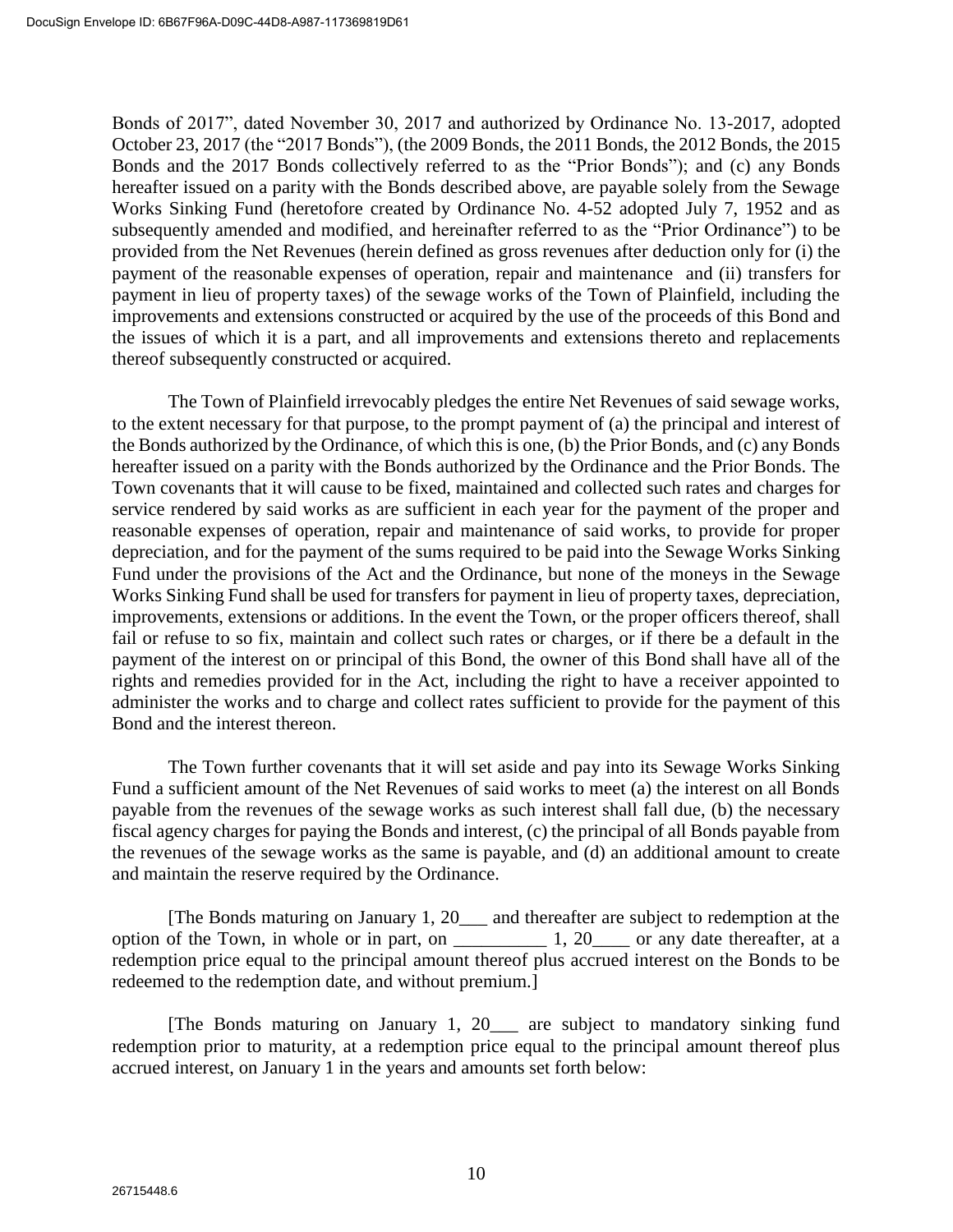Bonds of 2017", dated November 30, 2017 and authorized by Ordinance No. 13-2017, adopted October 23, 2017 (the "2017 Bonds"), (the 2009 Bonds, the 2011 Bonds, the 2012 Bonds, the 2015 Bonds and the 2017 Bonds collectively referred to as the "Prior Bonds"); and (c) any Bonds hereafter issued on a parity with the Bonds described above, are payable solely from the Sewage Works Sinking Fund (heretofore created by Ordinance No. 4-52 adopted July 7, 1952 and as subsequently amended and modified, and hereinafter referred to as the "Prior Ordinance") to be provided from the Net Revenues (herein defined as gross revenues after deduction only for (i) the payment of the reasonable expenses of operation, repair and maintenance and (ii) transfers for payment in lieu of property taxes) of the sewage works of the Town of Plainfield, including the improvements and extensions constructed or acquired by the use of the proceeds of this Bond and the issues of which it is a part, and all improvements and extensions thereto and replacements thereof subsequently constructed or acquired.

The Town of Plainfield irrevocably pledges the entire Net Revenues of said sewage works, to the extent necessary for that purpose, to the prompt payment of (a) the principal and interest of the Bonds authorized by the Ordinance, of which this is one, (b) the Prior Bonds, and (c) any Bonds hereafter issued on a parity with the Bonds authorized by the Ordinance and the Prior Bonds. The Town covenants that it will cause to be fixed, maintained and collected such rates and charges for service rendered by said works as are sufficient in each year for the payment of the proper and reasonable expenses of operation, repair and maintenance of said works, to provide for proper depreciation, and for the payment of the sums required to be paid into the Sewage Works Sinking Fund under the provisions of the Act and the Ordinance, but none of the moneys in the Sewage Works Sinking Fund shall be used for transfers for payment in lieu of property taxes, depreciation, improvements, extensions or additions. In the event the Town, or the proper officers thereof, shall fail or refuse to so fix, maintain and collect such rates or charges, or if there be a default in the payment of the interest on or principal of this Bond, the owner of this Bond shall have all of the rights and remedies provided for in the Act, including the right to have a receiver appointed to administer the works and to charge and collect rates sufficient to provide for the payment of this Bond and the interest thereon.

The Town further covenants that it will set aside and pay into its Sewage Works Sinking Fund a sufficient amount of the Net Revenues of said works to meet (a) the interest on all Bonds payable from the revenues of the sewage works as such interest shall fall due, (b) the necessary fiscal agency charges for paying the Bonds and interest, (c) the principal of all Bonds payable from the revenues of the sewage works as the same is payable, and (d) an additional amount to create and maintain the reserve required by the Ordinance.

[The Bonds maturing on January 1, 20___ and thereafter are subject to redemption at the option of the Town, in whole or in part, on __________ 1, 20____ or any date thereafter, at a redemption price equal to the principal amount thereof plus accrued interest on the Bonds to be redeemed to the redemption date, and without premium.]

[The Bonds maturing on January 1, 20___ are subject to mandatory sinking fund redemption prior to maturity, at a redemption price equal to the principal amount thereof plus accrued interest, on January 1 in the years and amounts set forth below: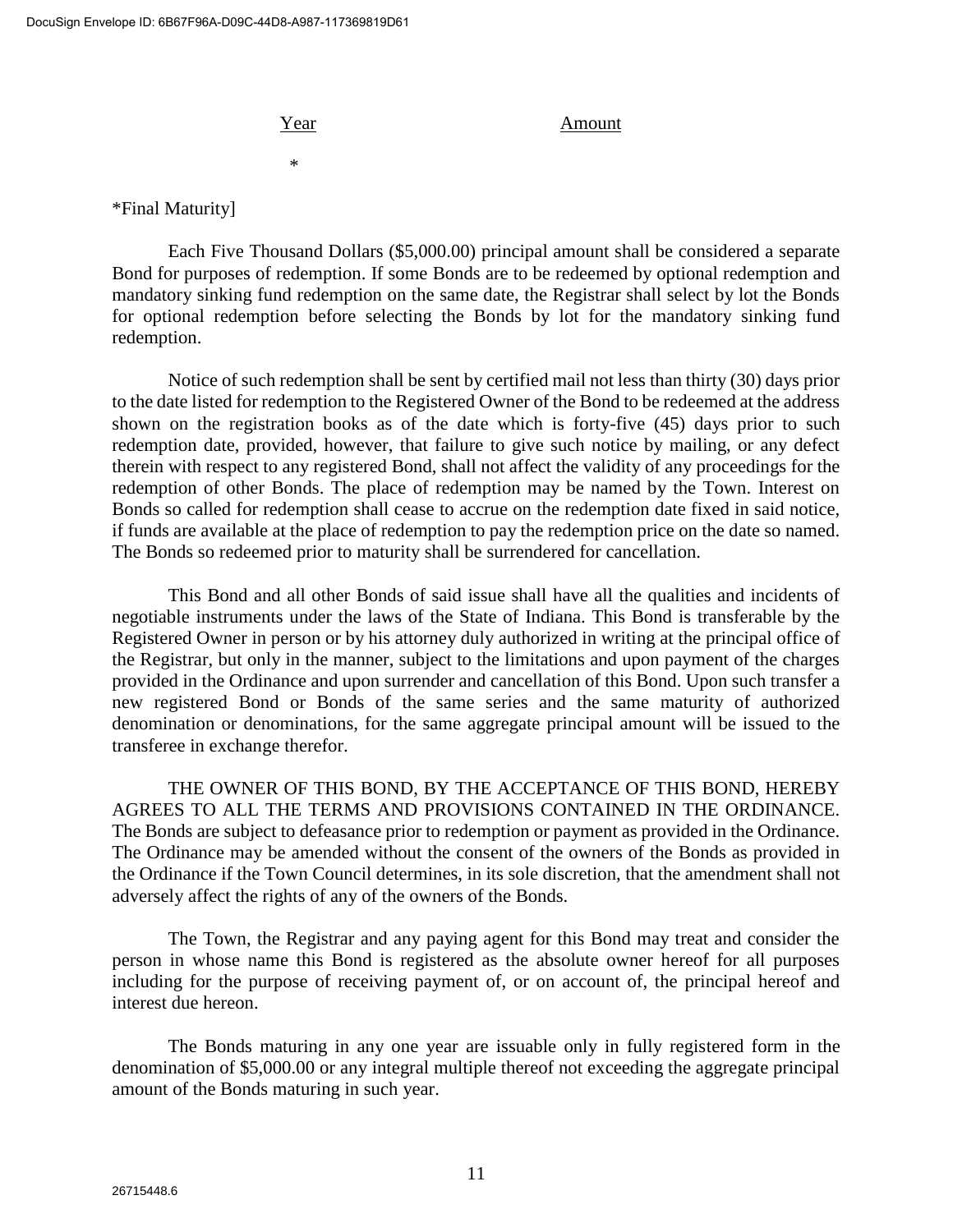| Year | Amount |
| --- | --- |
| * | |

*Final Maturity]

Each Five Thousand Dollars ($5,000.00) principal amount shall be considered a separate Bond for purposes of redemption. If some Bonds are to be redeemed by optional redemption and mandatory sinking fund redemption on the same date, the Registrar shall select by lot the Bonds for optional redemption before selecting the Bonds by lot for the mandatory sinking fund redemption.

Notice of such redemption shall be sent by certified mail not less than thirty (30) days prior to the date listed for redemption to the Registered Owner of the Bond to be redeemed at the address shown on the registration books as of the date which is forty-five (45) days prior to such redemption date, provided, however, that failure to give such notice by mailing, or any defect therein with respect to any registered Bond, shall not affect the validity of any proceedings for the redemption of other Bonds. The place of redemption may be named by the Town. Interest on Bonds so called for redemption shall cease to accrue on the redemption date fixed in said notice, if funds are available at the place of redemption to pay the redemption price on the date so named. The Bonds so redeemed prior to maturity shall be surrendered for cancellation.

This Bond and all other Bonds of said issue shall have all the qualities and incidents of negotiable instruments under the laws of the State of Indiana. This Bond is transferable by the Registered Owner in person or by his attorney duly authorized in writing at the principal office of the Registrar, but only in the manner, subject to the limitations and upon payment of the charges provided in the Ordinance and upon surrender and cancellation of this Bond. Upon such transfer a new registered Bond or Bonds of the same series and the same maturity of authorized denomination or denominations, for the same aggregate principal amount will be issued to the transferee in exchange therefor.

THE OWNER OF THIS BOND, BY THE ACCEPTANCE OF THIS BOND, HEREBY AGREES TO ALL THE TERMS AND PROVISIONS CONTAINED IN THE ORDINANCE. The Bonds are subject to defeasance prior to redemption or payment as provided in the Ordinance. The Ordinance may be amended without the consent of the owners of the Bonds as provided in the Ordinance if the Town Council determines, in its sole discretion, that the amendment shall not adversely affect the rights of any of the owners of the Bonds.

The Town, the Registrar and any paying agent for this Bond may treat and consider the person in whose name this Bond is registered as the absolute owner hereof for all purposes including for the purpose of receiving payment of, or on account of, the principal hereof and interest due hereon.

The Bonds maturing in any one year are issuable only in fully registered form in the denomination of $5,000.00 or any integral multiple thereof not exceeding the aggregate principal amount of the Bonds maturing in such year.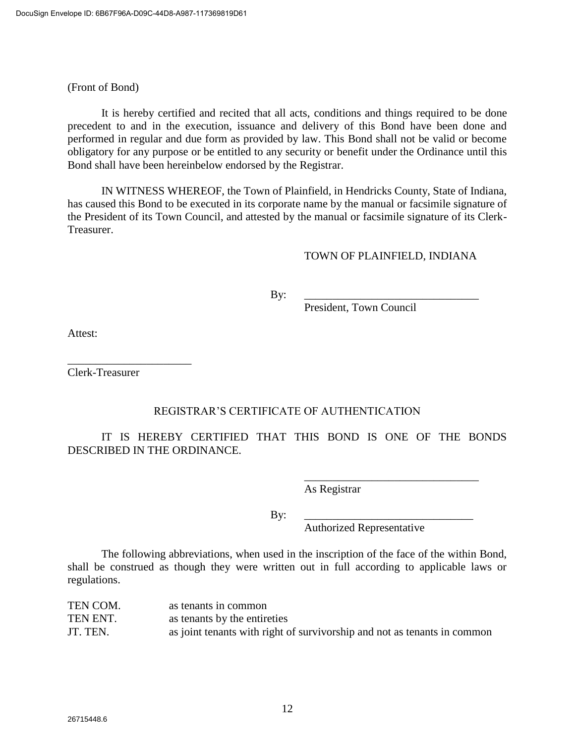(Front of Bond)

It is hereby certified and recited that all acts, conditions and things required to be done precedent to and in the execution, issuance and delivery of this Bond have been done and performed in regular and due form as provided by law. This Bond shall not be valid or become obligatory for any purpose or be entitled to any security or benefit under the Ordinance until this Bond shall have been hereinbelow endorsed by the Registrar.

IN WITNESS WHEREOF, the Town of Plainfield, in Hendricks County, State of Indiana, has caused this Bond to be executed in its corporate name by the manual or facsimile signature of the President of its Town Council, and attested by the manual or facsimile signature of its Clerk-Treasurer.

TOWN OF PLAINFIELD, INDIANA

By: _______________________________
President, Town Council

Attest:

______________________
Clerk-Treasurer

REGISTRAR'S CERTIFICATE OF AUTHENTICATION

IT IS HEREBY CERTIFIED THAT THIS BOND IS ONE OF THE BONDS DESCRIBED IN THE ORDINANCE.

_______________________________
As Registrar

By: _______________________________
Authorized Representative

The following abbreviations, when used in the inscription of the face of the within Bond, shall be construed as though they were written out in full according to applicable laws or regulations.

| | |
|---|---|
| TEN COM. | as tenants in common |
| TEN ENT. | as tenants by the entireties |
| JT. TEN. | as joint tenants with right of survivorship and not as tenants in common |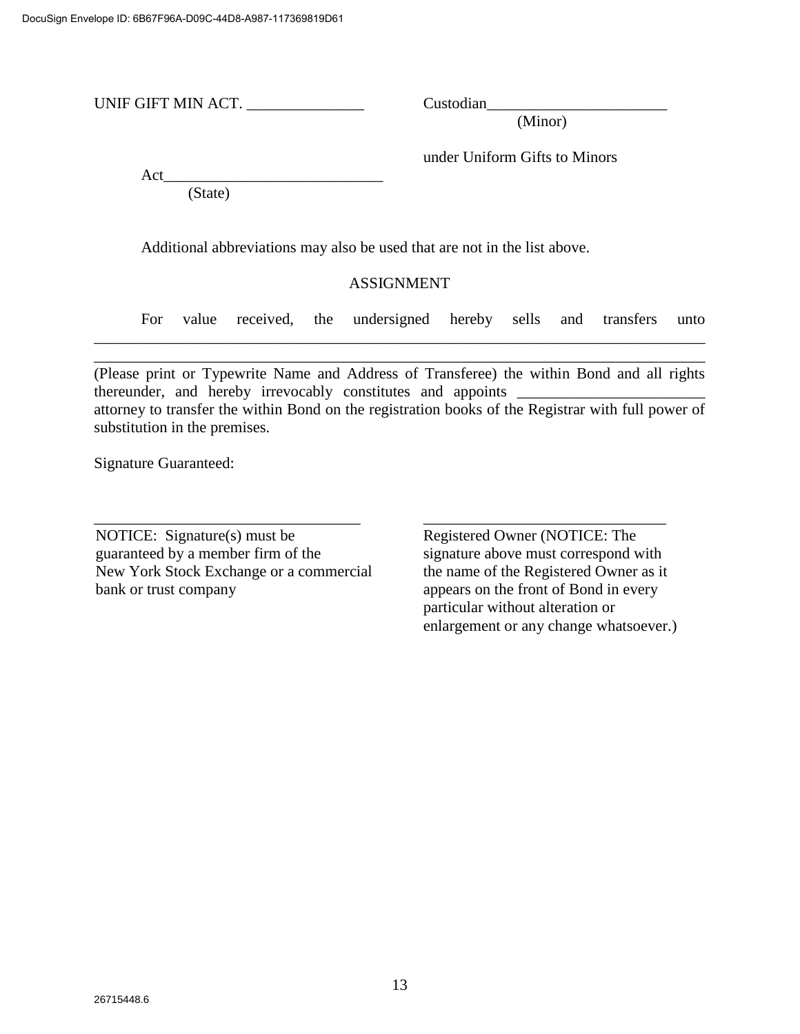UNIF GIFT MIN ACT. _______________ Custodian_______________________
(Minor)

under Uniform Gifts to Minors

Act___________________________
(State)

Additional abbreviations may also be used that are not in the list above.

ASSIGNMENT

For value received, the undersigned hereby sells and transfers unto ________________________________________________________________________________
________________________________________________________________________________
(Please print or Typewrite Name and Address of Transferee) the within Bond and all rights thereunder, and hereby irrevocably constitutes and appoints ________________________ attorney to transfer the within Bond on the registration books of the Registrar with full power of substitution in the premises.

Signature Guaranteed:

__________________________________

NOTICE: Signature(s) must be guaranteed by a member firm of the New York Stock Exchange or a commercial bank or trust company

________________________________

Registered Owner (NOTICE: The signature above must correspond with the name of the Registered Owner as it appears on the front of Bond in every particular without alteration or enlargement or any change whatsoever.)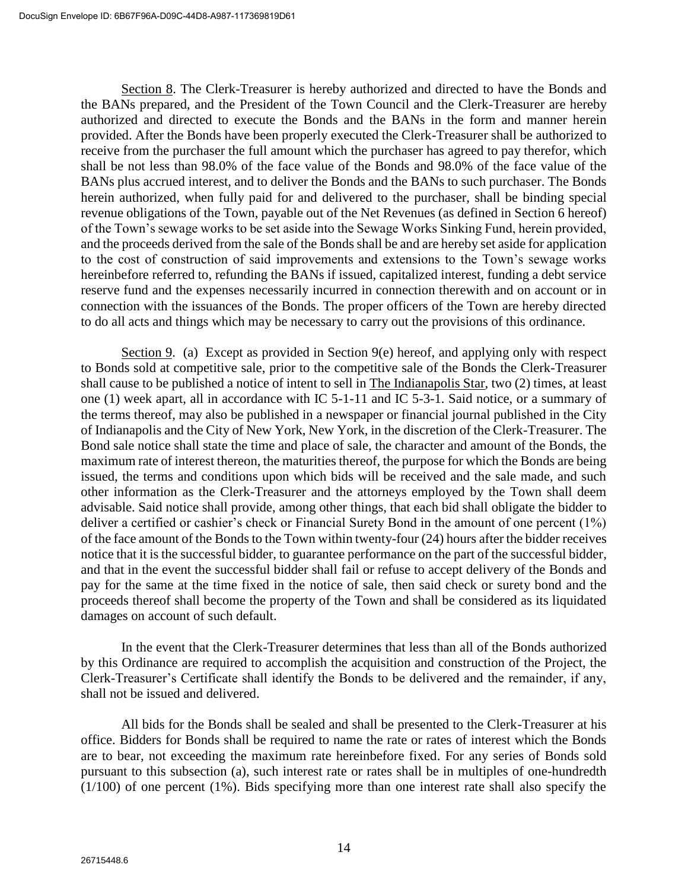Section 8. The Clerk-Treasurer is hereby authorized and directed to have the Bonds and the BANs prepared, and the President of the Town Council and the Clerk-Treasurer are hereby authorized and directed to execute the Bonds and the BANs in the form and manner herein provided. After the Bonds have been properly executed the Clerk-Treasurer shall be authorized to receive from the purchaser the full amount which the purchaser has agreed to pay therefor, which shall be not less than 98.0% of the face value of the Bonds and 98.0% of the face value of the BANs plus accrued interest, and to deliver the Bonds and the BANs to such purchaser. The Bonds herein authorized, when fully paid for and delivered to the purchaser, shall be binding special revenue obligations of the Town, payable out of the Net Revenues (as defined in Section 6 hereof) of the Town's sewage works to be set aside into the Sewage Works Sinking Fund, herein provided, and the proceeds derived from the sale of the Bonds shall be and are hereby set aside for application to the cost of construction of said improvements and extensions to the Town's sewage works hereinbefore referred to, refunding the BANs if issued, capitalized interest, funding a debt service reserve fund and the expenses necessarily incurred in connection therewith and on account or in connection with the issuances of the Bonds. The proper officers of the Town are hereby directed to do all acts and things which may be necessary to carry out the provisions of this ordinance.

Section 9. (a) Except as provided in Section 9(e) hereof, and applying only with respect to Bonds sold at competitive sale, prior to the competitive sale of the Bonds the Clerk-Treasurer shall cause to be published a notice of intent to sell in The Indianapolis Star, two (2) times, at least one (1) week apart, all in accordance with IC 5-1-11 and IC 5-3-1. Said notice, or a summary of the terms thereof, may also be published in a newspaper or financial journal published in the City of Indianapolis and the City of New York, New York, in the discretion of the Clerk-Treasurer. The Bond sale notice shall state the time and place of sale, the character and amount of the Bonds, the maximum rate of interest thereon, the maturities thereof, the purpose for which the Bonds are being issued, the terms and conditions upon which bids will be received and the sale made, and such other information as the Clerk-Treasurer and the attorneys employed by the Town shall deem advisable. Said notice shall provide, among other things, that each bid shall obligate the bidder to deliver a certified or cashier's check or Financial Surety Bond in the amount of one percent (1%) of the face amount of the Bonds to the Town within twenty-four (24) hours after the bidder receives notice that it is the successful bidder, to guarantee performance on the part of the successful bidder, and that in the event the successful bidder shall fail or refuse to accept delivery of the Bonds and pay for the same at the time fixed in the notice of sale, then said check or surety bond and the proceeds thereof shall become the property of the Town and shall be considered as its liquidated damages on account of such default.

In the event that the Clerk-Treasurer determines that less than all of the Bonds authorized by this Ordinance are required to accomplish the acquisition and construction of the Project, the Clerk-Treasurer's Certificate shall identify the Bonds to be delivered and the remainder, if any, shall not be issued and delivered.

All bids for the Bonds shall be sealed and shall be presented to the Clerk-Treasurer at his office. Bidders for Bonds shall be required to name the rate or rates of interest which the Bonds are to bear, not exceeding the maximum rate hereinbefore fixed. For any series of Bonds sold pursuant to this subsection (a), such interest rate or rates shall be in multiples of one-hundredth (1/100) of one percent (1%). Bids specifying more than one interest rate shall also specify the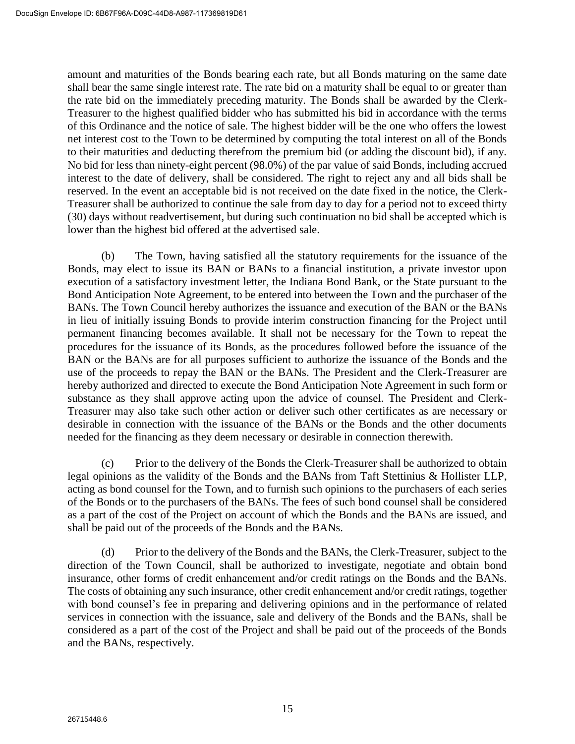amount and maturities of the Bonds bearing each rate, but all Bonds maturing on the same date shall bear the same single interest rate. The rate bid on a maturity shall be equal to or greater than the rate bid on the immediately preceding maturity. The Bonds shall be awarded by the Clerk-Treasurer to the highest qualified bidder who has submitted his bid in accordance with the terms of this Ordinance and the notice of sale. The highest bidder will be the one who offers the lowest net interest cost to the Town to be determined by computing the total interest on all of the Bonds to their maturities and deducting therefrom the premium bid (or adding the discount bid), if any. No bid for less than ninety-eight percent (98.0%) of the par value of said Bonds, including accrued interest to the date of delivery, shall be considered. The right to reject any and all bids shall be reserved. In the event an acceptable bid is not received on the date fixed in the notice, the Clerk-Treasurer shall be authorized to continue the sale from day to day for a period not to exceed thirty (30) days without readvertisement, but during such continuation no bid shall be accepted which is lower than the highest bid offered at the advertised sale.

(b) The Town, having satisfied all the statutory requirements for the issuance of the Bonds, may elect to issue its BAN or BANs to a financial institution, a private investor upon execution of a satisfactory investment letter, the Indiana Bond Bank, or the State pursuant to the Bond Anticipation Note Agreement, to be entered into between the Town and the purchaser of the BANs. The Town Council hereby authorizes the issuance and execution of the BAN or the BANs in lieu of initially issuing Bonds to provide interim construction financing for the Project until permanent financing becomes available. It shall not be necessary for the Town to repeat the procedures for the issuance of its Bonds, as the procedures followed before the issuance of the BAN or the BANs are for all purposes sufficient to authorize the issuance of the Bonds and the use of the proceeds to repay the BAN or the BANs. The President and the Clerk-Treasurer are hereby authorized and directed to execute the Bond Anticipation Note Agreement in such form or substance as they shall approve acting upon the advice of counsel. The President and Clerk-Treasurer may also take such other action or deliver such other certificates as are necessary or desirable in connection with the issuance of the BANs or the Bonds and the other documents needed for the financing as they deem necessary or desirable in connection therewith.

(c) Prior to the delivery of the Bonds the Clerk-Treasurer shall be authorized to obtain legal opinions as the validity of the Bonds and the BANs from Taft Stettinius & Hollister LLP, acting as bond counsel for the Town, and to furnish such opinions to the purchasers of each series of the Bonds or to the purchasers of the BANs. The fees of such bond counsel shall be considered as a part of the cost of the Project on account of which the Bonds and the BANs are issued, and shall be paid out of the proceeds of the Bonds and the BANs.

(d) Prior to the delivery of the Bonds and the BANs, the Clerk-Treasurer, subject to the direction of the Town Council, shall be authorized to investigate, negotiate and obtain bond insurance, other forms of credit enhancement and/or credit ratings on the Bonds and the BANs. The costs of obtaining any such insurance, other credit enhancement and/or credit ratings, together with bond counsel's fee in preparing and delivering opinions and in the performance of related services in connection with the issuance, sale and delivery of the Bonds and the BANs, shall be considered as a part of the cost of the Project and shall be paid out of the proceeds of the Bonds and the BANs, respectively.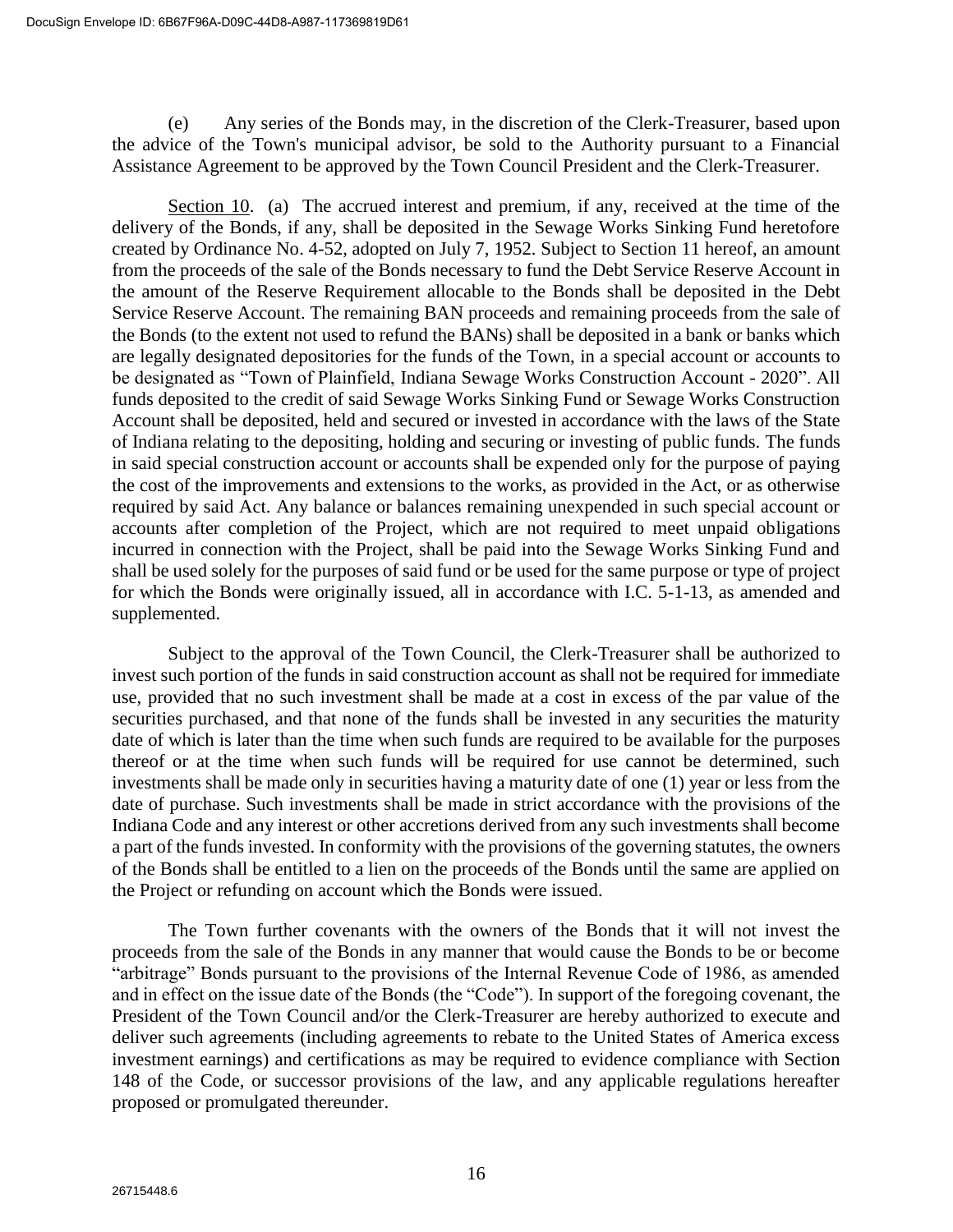(e) Any series of the Bonds may, in the discretion of the Clerk-Treasurer, based upon the advice of the Town's municipal advisor, be sold to the Authority pursuant to a Financial Assistance Agreement to be approved by the Town Council President and the Clerk-Treasurer.

Section 10. (a) The accrued interest and premium, if any, received at the time of the delivery of the Bonds, if any, shall be deposited in the Sewage Works Sinking Fund heretofore created by Ordinance No. 4-52, adopted on July 7, 1952. Subject to Section 11 hereof, an amount from the proceeds of the sale of the Bonds necessary to fund the Debt Service Reserve Account in the amount of the Reserve Requirement allocable to the Bonds shall be deposited in the Debt Service Reserve Account. The remaining BAN proceeds and remaining proceeds from the sale of the Bonds (to the extent not used to refund the BANs) shall be deposited in a bank or banks which are legally designated depositories for the funds of the Town, in a special account or accounts to be designated as "Town of Plainfield, Indiana Sewage Works Construction Account - 2020". All funds deposited to the credit of said Sewage Works Sinking Fund or Sewage Works Construction Account shall be deposited, held and secured or invested in accordance with the laws of the State of Indiana relating to the depositing, holding and securing or investing of public funds. The funds in said special construction account or accounts shall be expended only for the purpose of paying the cost of the improvements and extensions to the works, as provided in the Act, or as otherwise required by said Act. Any balance or balances remaining unexpended in such special account or accounts after completion of the Project, which are not required to meet unpaid obligations incurred in connection with the Project, shall be paid into the Sewage Works Sinking Fund and shall be used solely for the purposes of said fund or be used for the same purpose or type of project for which the Bonds were originally issued, all in accordance with I.C. 5-1-13, as amended and supplemented.

Subject to the approval of the Town Council, the Clerk-Treasurer shall be authorized to invest such portion of the funds in said construction account as shall not be required for immediate use, provided that no such investment shall be made at a cost in excess of the par value of the securities purchased, and that none of the funds shall be invested in any securities the maturity date of which is later than the time when such funds are required to be available for the purposes thereof or at the time when such funds will be required for use cannot be determined, such investments shall be made only in securities having a maturity date of one (1) year or less from the date of purchase. Such investments shall be made in strict accordance with the provisions of the Indiana Code and any interest or other accretions derived from any such investments shall become a part of the funds invested. In conformity with the provisions of the governing statutes, the owners of the Bonds shall be entitled to a lien on the proceeds of the Bonds until the same are applied on the Project or refunding on account which the Bonds were issued.

The Town further covenants with the owners of the Bonds that it will not invest the proceeds from the sale of the Bonds in any manner that would cause the Bonds to be or become "arbitrage" Bonds pursuant to the provisions of the Internal Revenue Code of 1986, as amended and in effect on the issue date of the Bonds (the "Code"). In support of the foregoing covenant, the President of the Town Council and/or the Clerk-Treasurer are hereby authorized to execute and deliver such agreements (including agreements to rebate to the United States of America excess investment earnings) and certifications as may be required to evidence compliance with Section 148 of the Code, or successor provisions of the law, and any applicable regulations hereafter proposed or promulgated thereunder.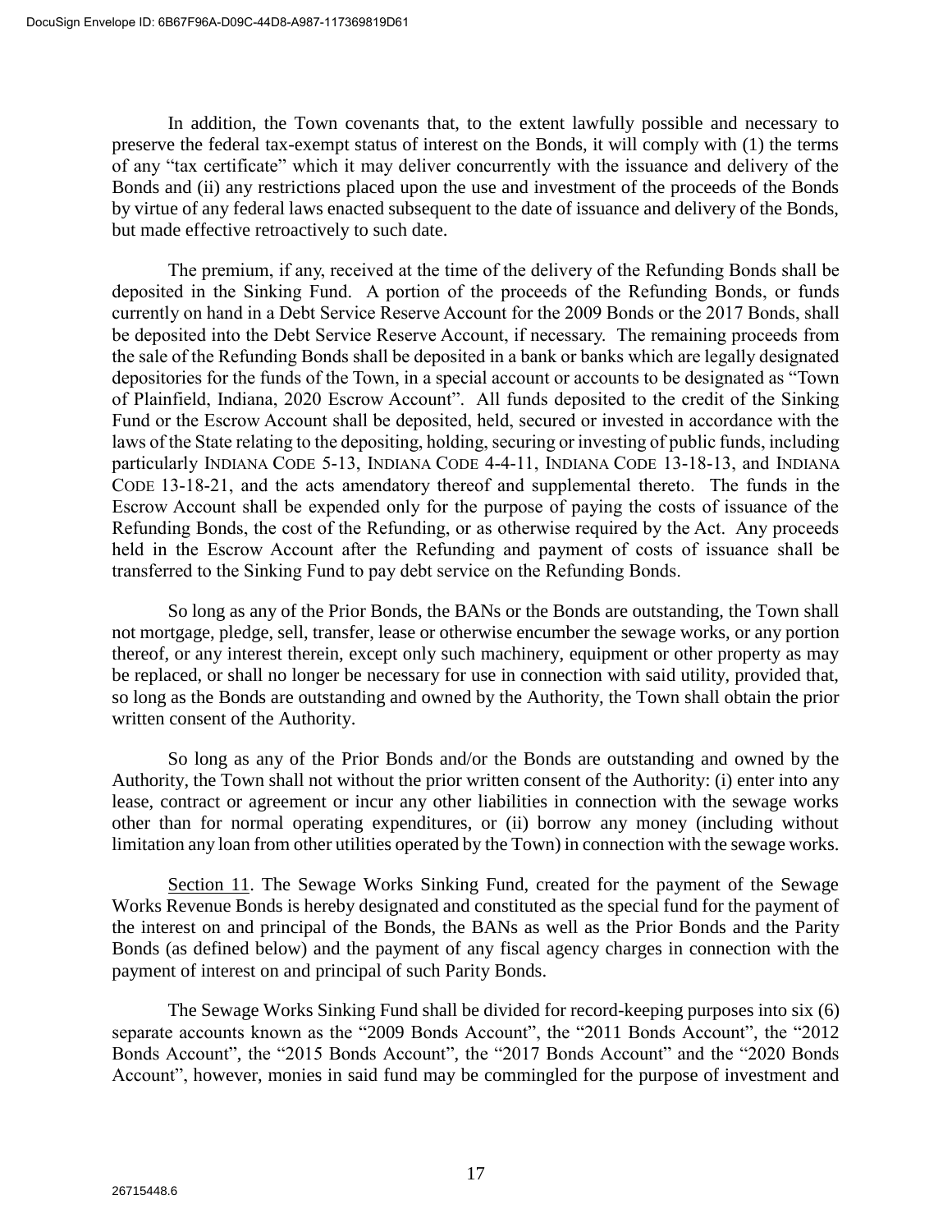In addition, the Town covenants that, to the extent lawfully possible and necessary to preserve the federal tax-exempt status of interest on the Bonds, it will comply with (1) the terms of any "tax certificate" which it may deliver concurrently with the issuance and delivery of the Bonds and (ii) any restrictions placed upon the use and investment of the proceeds of the Bonds by virtue of any federal laws enacted subsequent to the date of issuance and delivery of the Bonds, but made effective retroactively to such date.

The premium, if any, received at the time of the delivery of the Refunding Bonds shall be deposited in the Sinking Fund. A portion of the proceeds of the Refunding Bonds, or funds currently on hand in a Debt Service Reserve Account for the 2009 Bonds or the 2017 Bonds, shall be deposited into the Debt Service Reserve Account, if necessary. The remaining proceeds from the sale of the Refunding Bonds shall be deposited in a bank or banks which are legally designated depositories for the funds of the Town, in a special account or accounts to be designated as "Town of Plainfield, Indiana, 2020 Escrow Account". All funds deposited to the credit of the Sinking Fund or the Escrow Account shall be deposited, held, secured or invested in accordance with the laws of the State relating to the depositing, holding, securing or investing of public funds, including particularly INDIANA CODE 5-13, INDIANA CODE 4-4-11, INDIANA CODE 13-18-13, and INDIANA CODE 13-18-21, and the acts amendatory thereof and supplemental thereto. The funds in the Escrow Account shall be expended only for the purpose of paying the costs of issuance of the Refunding Bonds, the cost of the Refunding, or as otherwise required by the Act. Any proceeds held in the Escrow Account after the Refunding and payment of costs of issuance shall be transferred to the Sinking Fund to pay debt service on the Refunding Bonds.

So long as any of the Prior Bonds, the BANs or the Bonds are outstanding, the Town shall not mortgage, pledge, sell, transfer, lease or otherwise encumber the sewage works, or any portion thereof, or any interest therein, except only such machinery, equipment or other property as may be replaced, or shall no longer be necessary for use in connection with said utility, provided that, so long as the Bonds are outstanding and owned by the Authority, the Town shall obtain the prior written consent of the Authority.

So long as any of the Prior Bonds and/or the Bonds are outstanding and owned by the Authority, the Town shall not without the prior written consent of the Authority: (i) enter into any lease, contract or agreement or incur any other liabilities in connection with the sewage works other than for normal operating expenditures, or (ii) borrow any money (including without limitation any loan from other utilities operated by the Town) in connection with the sewage works.

Section 11. The Sewage Works Sinking Fund, created for the payment of the Sewage Works Revenue Bonds is hereby designated and constituted as the special fund for the payment of the interest on and principal of the Bonds, the BANs as well as the Prior Bonds and the Parity Bonds (as defined below) and the payment of any fiscal agency charges in connection with the payment of interest on and principal of such Parity Bonds.

The Sewage Works Sinking Fund shall be divided for record-keeping purposes into six (6) separate accounts known as the "2009 Bonds Account", the "2011 Bonds Account", the "2012 Bonds Account", the "2015 Bonds Account", the "2017 Bonds Account" and the "2020 Bonds Account", however, monies in said fund may be commingled for the purpose of investment and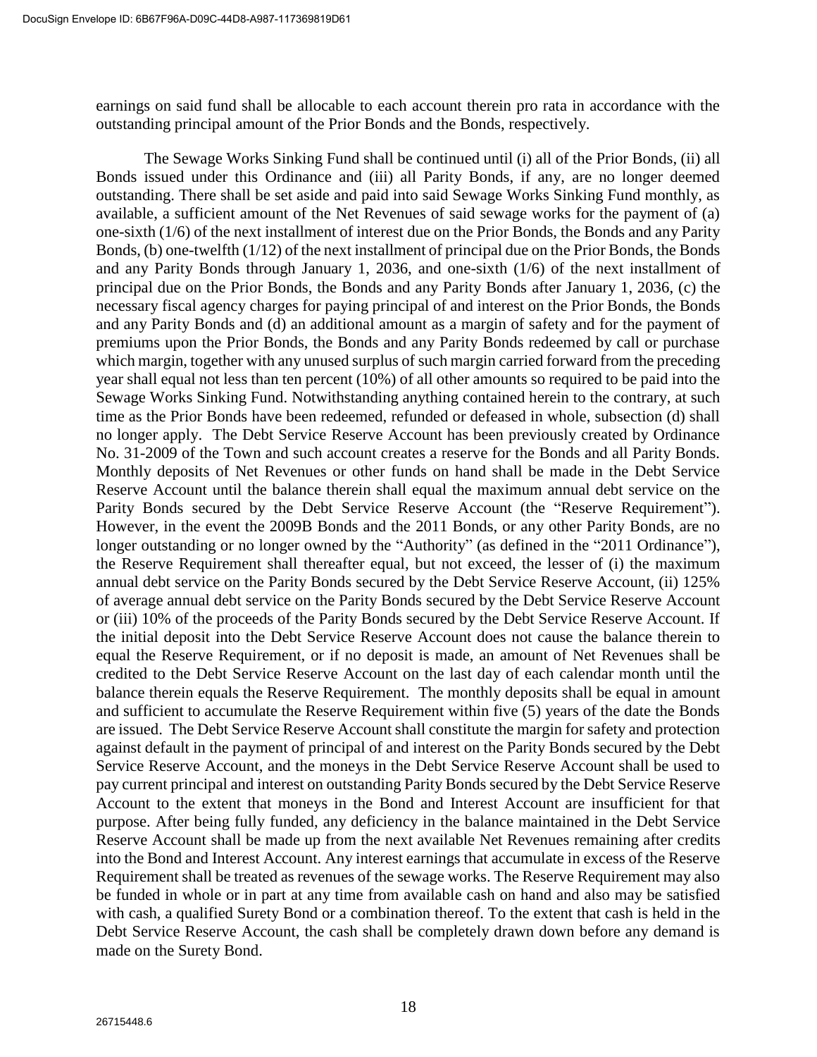earnings on said fund shall be allocable to each account therein pro rata in accordance with the outstanding principal amount of the Prior Bonds and the Bonds, respectively.

The Sewage Works Sinking Fund shall be continued until (i) all of the Prior Bonds, (ii) all Bonds issued under this Ordinance and (iii) all Parity Bonds, if any, are no longer deemed outstanding. There shall be set aside and paid into said Sewage Works Sinking Fund monthly, as available, a sufficient amount of the Net Revenues of said sewage works for the payment of (a) one-sixth (1/6) of the next installment of interest due on the Prior Bonds, the Bonds and any Parity Bonds, (b) one-twelfth (1/12) of the next installment of principal due on the Prior Bonds, the Bonds and any Parity Bonds through January 1, 2036, and one-sixth (1/6) of the next installment of principal due on the Prior Bonds, the Bonds and any Parity Bonds after January 1, 2036, (c) the necessary fiscal agency charges for paying principal of and interest on the Prior Bonds, the Bonds and any Parity Bonds and (d) an additional amount as a margin of safety and for the payment of premiums upon the Prior Bonds, the Bonds and any Parity Bonds redeemed by call or purchase which margin, together with any unused surplus of such margin carried forward from the preceding year shall equal not less than ten percent (10%) of all other amounts so required to be paid into the Sewage Works Sinking Fund. Notwithstanding anything contained herein to the contrary, at such time as the Prior Bonds have been redeemed, refunded or defeased in whole, subsection (d) shall no longer apply. The Debt Service Reserve Account has been previously created by Ordinance No. 31-2009 of the Town and such account creates a reserve for the Bonds and all Parity Bonds. Monthly deposits of Net Revenues or other funds on hand shall be made in the Debt Service Reserve Account until the balance therein shall equal the maximum annual debt service on the Parity Bonds secured by the Debt Service Reserve Account (the "Reserve Requirement"). However, in the event the 2009B Bonds and the 2011 Bonds, or any other Parity Bonds, are no longer outstanding or no longer owned by the "Authority" (as defined in the "2011 Ordinance"), the Reserve Requirement shall thereafter equal, but not exceed, the lesser of (i) the maximum annual debt service on the Parity Bonds secured by the Debt Service Reserve Account, (ii) 125% of average annual debt service on the Parity Bonds secured by the Debt Service Reserve Account or (iii) 10% of the proceeds of the Parity Bonds secured by the Debt Service Reserve Account. If the initial deposit into the Debt Service Reserve Account does not cause the balance therein to equal the Reserve Requirement, or if no deposit is made, an amount of Net Revenues shall be credited to the Debt Service Reserve Account on the last day of each calendar month until the balance therein equals the Reserve Requirement. The monthly deposits shall be equal in amount and sufficient to accumulate the Reserve Requirement within five (5) years of the date the Bonds are issued. The Debt Service Reserve Account shall constitute the margin for safety and protection against default in the payment of principal of and interest on the Parity Bonds secured by the Debt Service Reserve Account, and the moneys in the Debt Service Reserve Account shall be used to pay current principal and interest on outstanding Parity Bonds secured by the Debt Service Reserve Account to the extent that moneys in the Bond and Interest Account are insufficient for that purpose. After being fully funded, any deficiency in the balance maintained in the Debt Service Reserve Account shall be made up from the next available Net Revenues remaining after credits into the Bond and Interest Account. Any interest earnings that accumulate in excess of the Reserve Requirement shall be treated as revenues of the sewage works. The Reserve Requirement may also be funded in whole or in part at any time from available cash on hand and also may be satisfied with cash, a qualified Surety Bond or a combination thereof. To the extent that cash is held in the Debt Service Reserve Account, the cash shall be completely drawn down before any demand is made on the Surety Bond.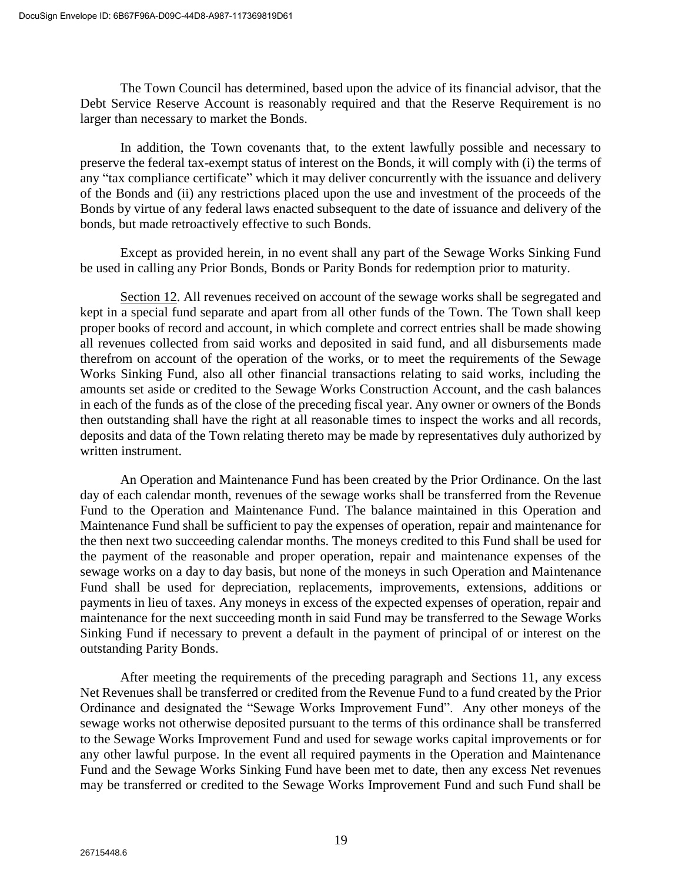The Town Council has determined, based upon the advice of its financial advisor, that the Debt Service Reserve Account is reasonably required and that the Reserve Requirement is no larger than necessary to market the Bonds.

In addition, the Town covenants that, to the extent lawfully possible and necessary to preserve the federal tax-exempt status of interest on the Bonds, it will comply with (i) the terms of any "tax compliance certificate" which it may deliver concurrently with the issuance and delivery of the Bonds and (ii) any restrictions placed upon the use and investment of the proceeds of the Bonds by virtue of any federal laws enacted subsequent to the date of issuance and delivery of the bonds, but made retroactively effective to such Bonds.

Except as provided herein, in no event shall any part of the Sewage Works Sinking Fund be used in calling any Prior Bonds, Bonds or Parity Bonds for redemption prior to maturity.

Section 12. All revenues received on account of the sewage works shall be segregated and kept in a special fund separate and apart from all other funds of the Town. The Town shall keep proper books of record and account, in which complete and correct entries shall be made showing all revenues collected from said works and deposited in said fund, and all disbursements made therefrom on account of the operation of the works, or to meet the requirements of the Sewage Works Sinking Fund, also all other financial transactions relating to said works, including the amounts set aside or credited to the Sewage Works Construction Account, and the cash balances in each of the funds as of the close of the preceding fiscal year. Any owner or owners of the Bonds then outstanding shall have the right at all reasonable times to inspect the works and all records, deposits and data of the Town relating thereto may be made by representatives duly authorized by written instrument.

An Operation and Maintenance Fund has been created by the Prior Ordinance. On the last day of each calendar month, revenues of the sewage works shall be transferred from the Revenue Fund to the Operation and Maintenance Fund. The balance maintained in this Operation and Maintenance Fund shall be sufficient to pay the expenses of operation, repair and maintenance for the then next two succeeding calendar months. The moneys credited to this Fund shall be used for the payment of the reasonable and proper operation, repair and maintenance expenses of the sewage works on a day to day basis, but none of the moneys in such Operation and Maintenance Fund shall be used for depreciation, replacements, improvements, extensions, additions or payments in lieu of taxes. Any moneys in excess of the expected expenses of operation, repair and maintenance for the next succeeding month in said Fund may be transferred to the Sewage Works Sinking Fund if necessary to prevent a default in the payment of principal of or interest on the outstanding Parity Bonds.

After meeting the requirements of the preceding paragraph and Sections 11, any excess Net Revenues shall be transferred or credited from the Revenue Fund to a fund created by the Prior Ordinance and designated the "Sewage Works Improvement Fund". Any other moneys of the sewage works not otherwise deposited pursuant to the terms of this ordinance shall be transferred to the Sewage Works Improvement Fund and used for sewage works capital improvements or for any other lawful purpose. In the event all required payments in the Operation and Maintenance Fund and the Sewage Works Sinking Fund have been met to date, then any excess Net revenues may be transferred or credited to the Sewage Works Improvement Fund and such Fund shall be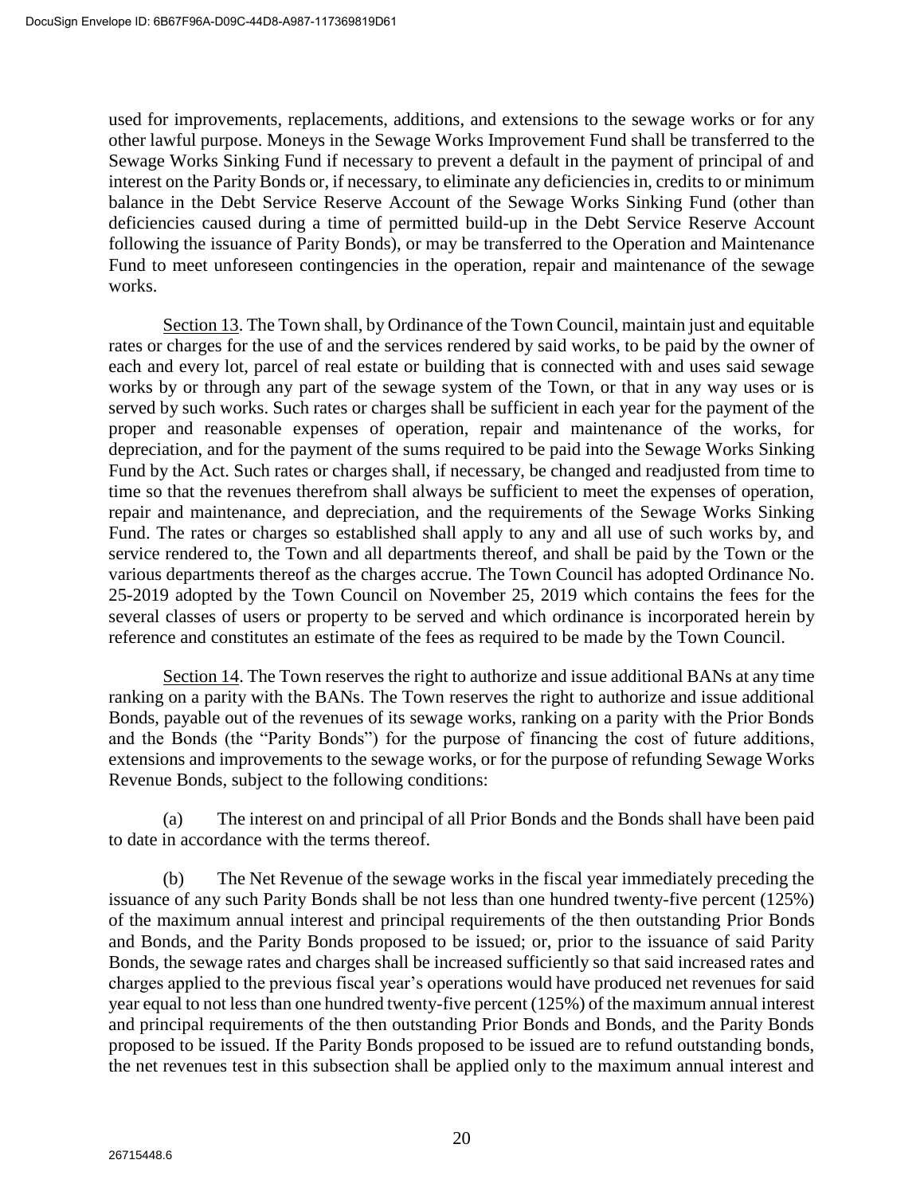used for improvements, replacements, additions, and extensions to the sewage works or for any other lawful purpose. Moneys in the Sewage Works Improvement Fund shall be transferred to the Sewage Works Sinking Fund if necessary to prevent a default in the payment of principal of and interest on the Parity Bonds or, if necessary, to eliminate any deficiencies in, credits to or minimum balance in the Debt Service Reserve Account of the Sewage Works Sinking Fund (other than deficiencies caused during a time of permitted build-up in the Debt Service Reserve Account following the issuance of Parity Bonds), or may be transferred to the Operation and Maintenance Fund to meet unforeseen contingencies in the operation, repair and maintenance of the sewage works.

Section 13. The Town shall, by Ordinance of the Town Council, maintain just and equitable rates or charges for the use of and the services rendered by said works, to be paid by the owner of each and every lot, parcel of real estate or building that is connected with and uses said sewage works by or through any part of the sewage system of the Town, or that in any way uses or is served by such works. Such rates or charges shall be sufficient in each year for the payment of the proper and reasonable expenses of operation, repair and maintenance of the works, for depreciation, and for the payment of the sums required to be paid into the Sewage Works Sinking Fund by the Act. Such rates or charges shall, if necessary, be changed and readjusted from time to time so that the revenues therefrom shall always be sufficient to meet the expenses of operation, repair and maintenance, and depreciation, and the requirements of the Sewage Works Sinking Fund. The rates or charges so established shall apply to any and all use of such works by, and service rendered to, the Town and all departments thereof, and shall be paid by the Town or the various departments thereof as the charges accrue. The Town Council has adopted Ordinance No. 25-2019 adopted by the Town Council on November 25, 2019 which contains the fees for the several classes of users or property to be served and which ordinance is incorporated herein by reference and constitutes an estimate of the fees as required to be made by the Town Council.

Section 14. The Town reserves the right to authorize and issue additional BANs at any time ranking on a parity with the BANs. The Town reserves the right to authorize and issue additional Bonds, payable out of the revenues of its sewage works, ranking on a parity with the Prior Bonds and the Bonds (the "Parity Bonds") for the purpose of financing the cost of future additions, extensions and improvements to the sewage works, or for the purpose of refunding Sewage Works Revenue Bonds, subject to the following conditions:

(a) The interest on and principal of all Prior Bonds and the Bonds shall have been paid to date in accordance with the terms thereof.

(b) The Net Revenue of the sewage works in the fiscal year immediately preceding the issuance of any such Parity Bonds shall be not less than one hundred twenty-five percent (125%) of the maximum annual interest and principal requirements of the then outstanding Prior Bonds and Bonds, and the Parity Bonds proposed to be issued; or, prior to the issuance of said Parity Bonds, the sewage rates and charges shall be increased sufficiently so that said increased rates and charges applied to the previous fiscal year's operations would have produced net revenues for said year equal to not less than one hundred twenty-five percent (125%) of the maximum annual interest and principal requirements of the then outstanding Prior Bonds and Bonds, and the Parity Bonds proposed to be issued. If the Parity Bonds proposed to be issued are to refund outstanding bonds, the net revenues test in this subsection shall be applied only to the maximum annual interest and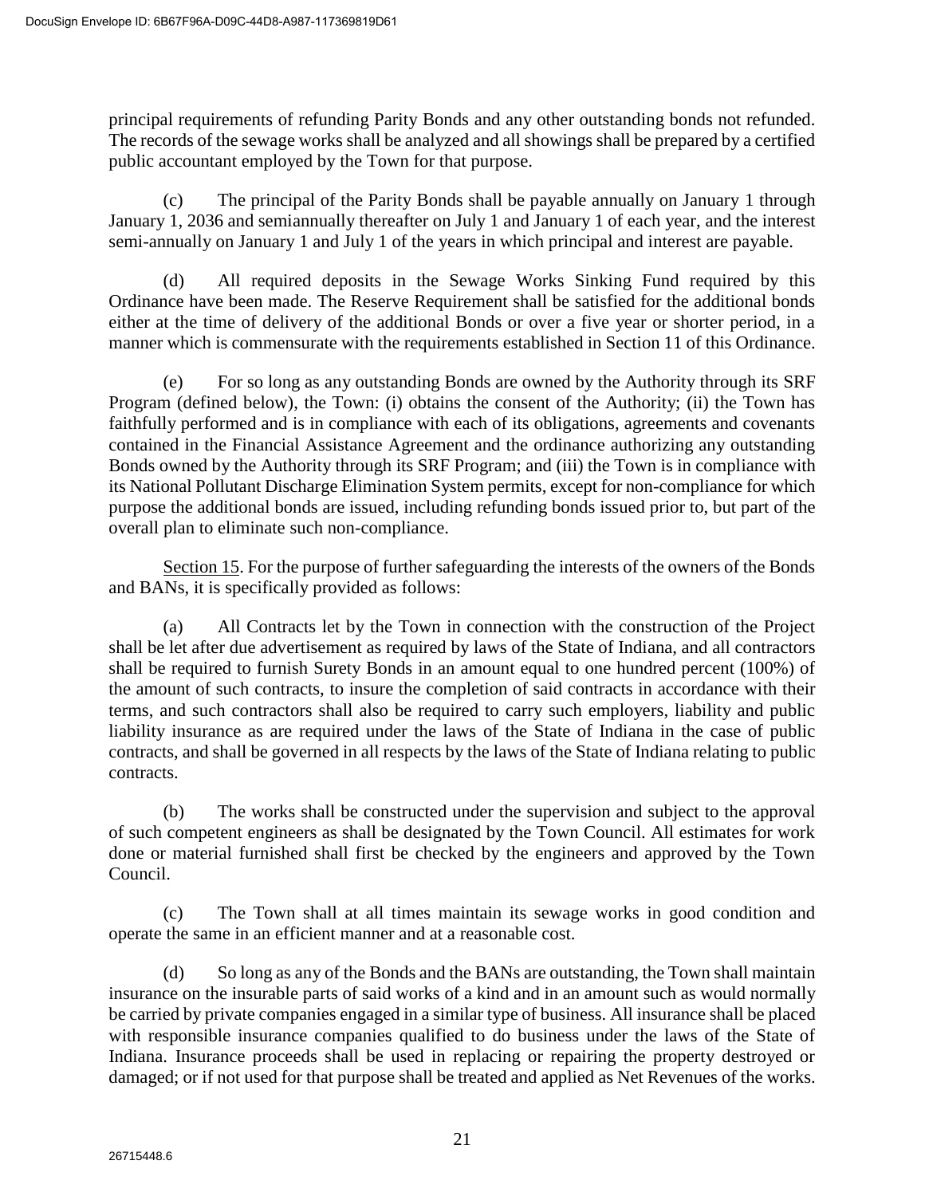principal requirements of refunding Parity Bonds and any other outstanding bonds not refunded. The records of the sewage works shall be analyzed and all showings shall be prepared by a certified public accountant employed by the Town for that purpose.

(c) The principal of the Parity Bonds shall be payable annually on January 1 through January 1, 2036 and semiannually thereafter on July 1 and January 1 of each year, and the interest semi-annually on January 1 and July 1 of the years in which principal and interest are payable.

(d) All required deposits in the Sewage Works Sinking Fund required by this Ordinance have been made. The Reserve Requirement shall be satisfied for the additional bonds either at the time of delivery of the additional Bonds or over a five year or shorter period, in a manner which is commensurate with the requirements established in Section 11 of this Ordinance.

(e) For so long as any outstanding Bonds are owned by the Authority through its SRF Program (defined below), the Town: (i) obtains the consent of the Authority; (ii) the Town has faithfully performed and is in compliance with each of its obligations, agreements and covenants contained in the Financial Assistance Agreement and the ordinance authorizing any outstanding Bonds owned by the Authority through its SRF Program; and (iii) the Town is in compliance with its National Pollutant Discharge Elimination System permits, except for non-compliance for which purpose the additional bonds are issued, including refunding bonds issued prior to, but part of the overall plan to eliminate such non-compliance.

Section 15. For the purpose of further safeguarding the interests of the owners of the Bonds and BANs, it is specifically provided as follows:

(a) All Contracts let by the Town in connection with the construction of the Project shall be let after due advertisement as required by laws of the State of Indiana, and all contractors shall be required to furnish Surety Bonds in an amount equal to one hundred percent (100%) of the amount of such contracts, to insure the completion of said contracts in accordance with their terms, and such contractors shall also be required to carry such employers, liability and public liability insurance as are required under the laws of the State of Indiana in the case of public contracts, and shall be governed in all respects by the laws of the State of Indiana relating to public contracts.

(b) The works shall be constructed under the supervision and subject to the approval of such competent engineers as shall be designated by the Town Council. All estimates for work done or material furnished shall first be checked by the engineers and approved by the Town Council.

(c) The Town shall at all times maintain its sewage works in good condition and operate the same in an efficient manner and at a reasonable cost.

(d) So long as any of the Bonds and the BANs are outstanding, the Town shall maintain insurance on the insurable parts of said works of a kind and in an amount such as would normally be carried by private companies engaged in a similar type of business. All insurance shall be placed with responsible insurance companies qualified to do business under the laws of the State of Indiana. Insurance proceeds shall be used in replacing or repairing the property destroyed or damaged; or if not used for that purpose shall be treated and applied as Net Revenues of the works.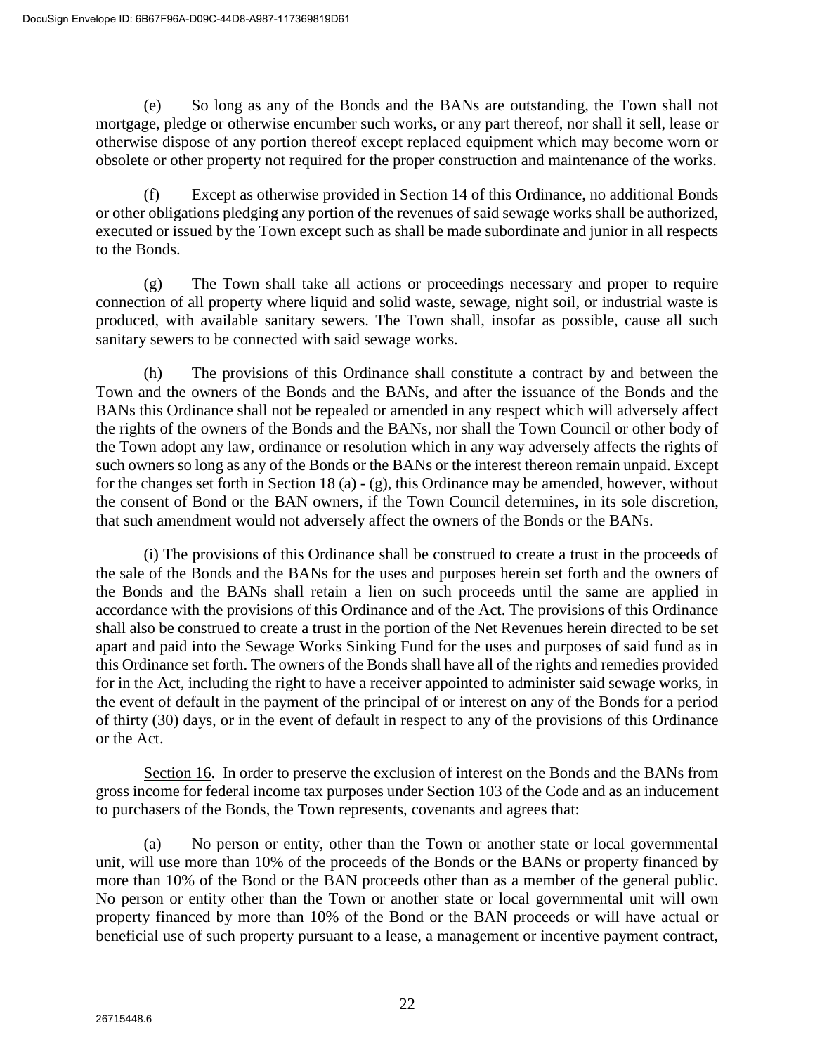(e) So long as any of the Bonds and the BANs are outstanding, the Town shall not mortgage, pledge or otherwise encumber such works, or any part thereof, nor shall it sell, lease or otherwise dispose of any portion thereof except replaced equipment which may become worn or obsolete or other property not required for the proper construction and maintenance of the works.

(f) Except as otherwise provided in Section 14 of this Ordinance, no additional Bonds or other obligations pledging any portion of the revenues of said sewage works shall be authorized, executed or issued by the Town except such as shall be made subordinate and junior in all respects to the Bonds.

(g) The Town shall take all actions or proceedings necessary and proper to require connection of all property where liquid and solid waste, sewage, night soil, or industrial waste is produced, with available sanitary sewers. The Town shall, insofar as possible, cause all such sanitary sewers to be connected with said sewage works.

(h) The provisions of this Ordinance shall constitute a contract by and between the Town and the owners of the Bonds and the BANs, and after the issuance of the Bonds and the BANs this Ordinance shall not be repealed or amended in any respect which will adversely affect the rights of the owners of the Bonds and the BANs, nor shall the Town Council or other body of the Town adopt any law, ordinance or resolution which in any way adversely affects the rights of such owners so long as any of the Bonds or the BANs or the interest thereon remain unpaid. Except for the changes set forth in Section 18 (a) - (g), this Ordinance may be amended, however, without the consent of Bond or the BAN owners, if the Town Council determines, in its sole discretion, that such amendment would not adversely affect the owners of the Bonds or the BANs.

(i) The provisions of this Ordinance shall be construed to create a trust in the proceeds of the sale of the Bonds and the BANs for the uses and purposes herein set forth and the owners of the Bonds and the BANs shall retain a lien on such proceeds until the same are applied in accordance with the provisions of this Ordinance and of the Act. The provisions of this Ordinance shall also be construed to create a trust in the portion of the Net Revenues herein directed to be set apart and paid into the Sewage Works Sinking Fund for the uses and purposes of said fund as in this Ordinance set forth. The owners of the Bonds shall have all of the rights and remedies provided for in the Act, including the right to have a receiver appointed to administer said sewage works, in the event of default in the payment of the principal of or interest on any of the Bonds for a period of thirty (30) days, or in the event of default in respect to any of the provisions of this Ordinance or the Act.

Section 16. In order to preserve the exclusion of interest on the Bonds and the BANs from gross income for federal income tax purposes under Section 103 of the Code and as an inducement to purchasers of the Bonds, the Town represents, covenants and agrees that:

(a) No person or entity, other than the Town or another state or local governmental unit, will use more than 10% of the proceeds of the Bonds or the BANs or property financed by more than 10% of the Bond or the BAN proceeds other than as a member of the general public. No person or entity other than the Town or another state or local governmental unit will own property financed by more than 10% of the Bond or the BAN proceeds or will have actual or beneficial use of such property pursuant to a lease, a management or incentive payment contract,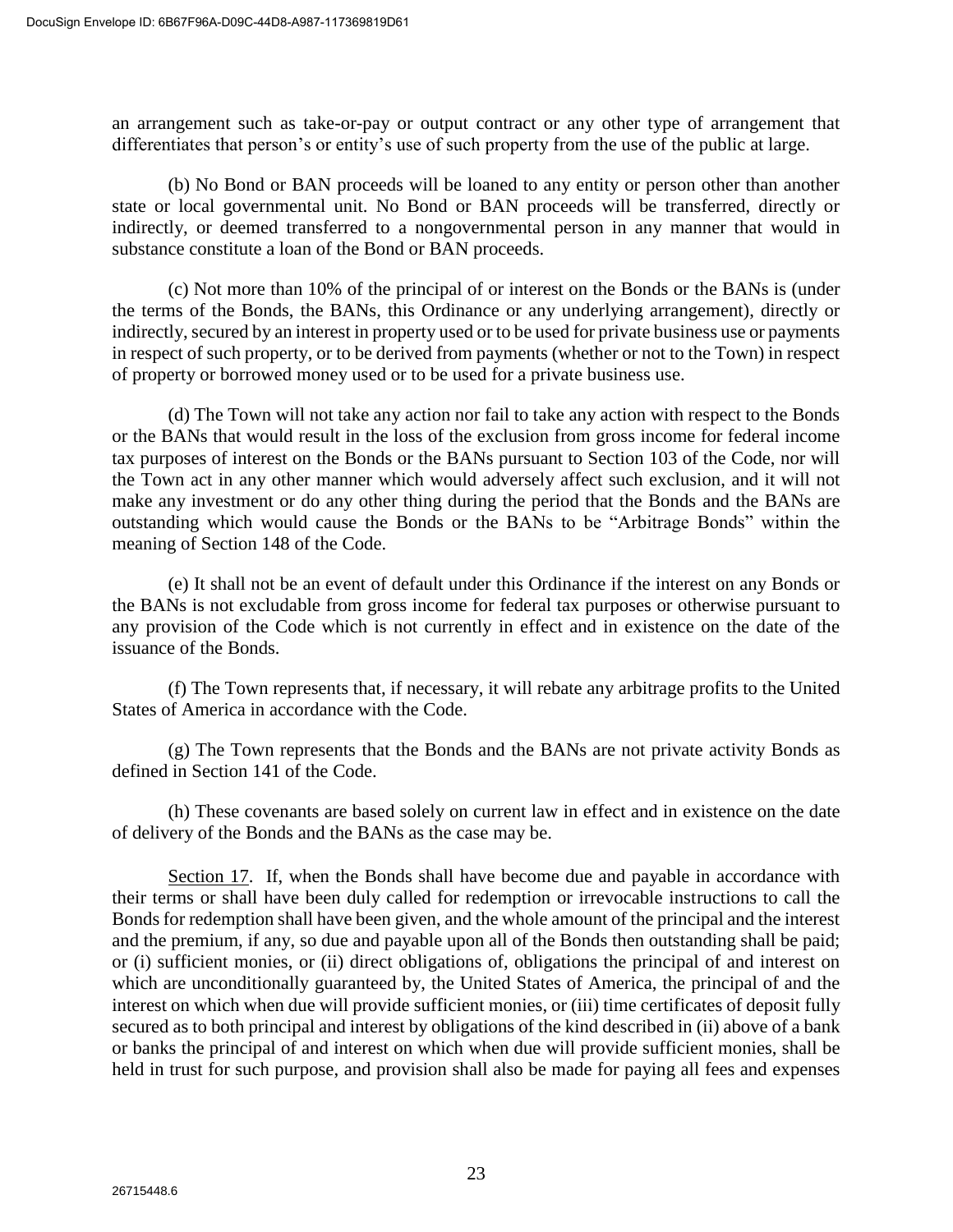an arrangement such as take-or-pay or output contract or any other type of arrangement that differentiates that person's or entity's use of such property from the use of the public at large.

(b) No Bond or BAN proceeds will be loaned to any entity or person other than another state or local governmental unit. No Bond or BAN proceeds will be transferred, directly or indirectly, or deemed transferred to a nongovernmental person in any manner that would in substance constitute a loan of the Bond or BAN proceeds.

(c) Not more than 10% of the principal of or interest on the Bonds or the BANs is (under the terms of the Bonds, the BANs, this Ordinance or any underlying arrangement), directly or indirectly, secured by an interest in property used or to be used for private business use or payments in respect of such property, or to be derived from payments (whether or not to the Town) in respect of property or borrowed money used or to be used for a private business use.

(d) The Town will not take any action nor fail to take any action with respect to the Bonds or the BANs that would result in the loss of the exclusion from gross income for federal income tax purposes of interest on the Bonds or the BANs pursuant to Section 103 of the Code, nor will the Town act in any other manner which would adversely affect such exclusion, and it will not make any investment or do any other thing during the period that the Bonds and the BANs are outstanding which would cause the Bonds or the BANs to be "Arbitrage Bonds" within the meaning of Section 148 of the Code.

(e) It shall not be an event of default under this Ordinance if the interest on any Bonds or the BANs is not excludable from gross income for federal tax purposes or otherwise pursuant to any provision of the Code which is not currently in effect and in existence on the date of the issuance of the Bonds.

(f) The Town represents that, if necessary, it will rebate any arbitrage profits to the United States of America in accordance with the Code.

(g) The Town represents that the Bonds and the BANs are not private activity Bonds as defined in Section 141 of the Code.

(h) These covenants are based solely on current law in effect and in existence on the date of delivery of the Bonds and the BANs as the case may be.

Section 17. If, when the Bonds shall have become due and payable in accordance with their terms or shall have been duly called for redemption or irrevocable instructions to call the Bonds for redemption shall have been given, and the whole amount of the principal and the interest and the premium, if any, so due and payable upon all of the Bonds then outstanding shall be paid; or (i) sufficient monies, or (ii) direct obligations of, obligations the principal of and interest on which are unconditionally guaranteed by, the United States of America, the principal of and the interest on which when due will provide sufficient monies, or (iii) time certificates of deposit fully secured as to both principal and interest by obligations of the kind described in (ii) above of a bank or banks the principal of and interest on which when due will provide sufficient monies, shall be held in trust for such purpose, and provision shall also be made for paying all fees and expenses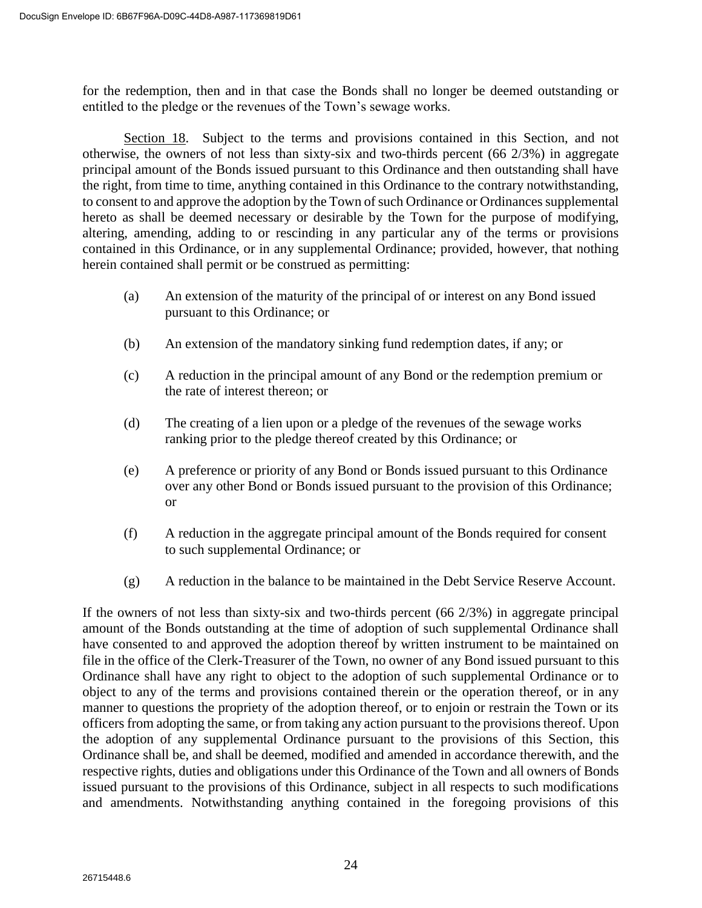for the redemption, then and in that case the Bonds shall no longer be deemed outstanding or entitled to the pledge or the revenues of the Town's sewage works.

Section 18. Subject to the terms and provisions contained in this Section, and not otherwise, the owners of not less than sixty-six and two-thirds percent (66 2/3%) in aggregate principal amount of the Bonds issued pursuant to this Ordinance and then outstanding shall have the right, from time to time, anything contained in this Ordinance to the contrary notwithstanding, to consent to and approve the adoption by the Town of such Ordinance or Ordinances supplemental hereto as shall be deemed necessary or desirable by the Town for the purpose of modifying, altering, amending, adding to or rescinding in any particular any of the terms or provisions contained in this Ordinance, or in any supplemental Ordinance; provided, however, that nothing herein contained shall permit or be construed as permitting:

(a) An extension of the maturity of the principal of or interest on any Bond issued pursuant to this Ordinance; or

(b) An extension of the mandatory sinking fund redemption dates, if any; or

(c) A reduction in the principal amount of any Bond or the redemption premium or the rate of interest thereon; or

(d) The creating of a lien upon or a pledge of the revenues of the sewage works ranking prior to the pledge thereof created by this Ordinance; or

(e) A preference or priority of any Bond or Bonds issued pursuant to this Ordinance over any other Bond or Bonds issued pursuant to the provision of this Ordinance; or

(f) A reduction in the aggregate principal amount of the Bonds required for consent to such supplemental Ordinance; or

(g) A reduction in the balance to be maintained in the Debt Service Reserve Account.

If the owners of not less than sixty-six and two-thirds percent (66 2/3%) in aggregate principal amount of the Bonds outstanding at the time of adoption of such supplemental Ordinance shall have consented to and approved the adoption thereof by written instrument to be maintained on file in the office of the Clerk-Treasurer of the Town, no owner of any Bond issued pursuant to this Ordinance shall have any right to object to the adoption of such supplemental Ordinance or to object to any of the terms and provisions contained therein or the operation thereof, or in any manner to questions the propriety of the adoption thereof, or to enjoin or restrain the Town or its officers from adopting the same, or from taking any action pursuant to the provisions thereof. Upon the adoption of any supplemental Ordinance pursuant to the provisions of this Section, this Ordinance shall be, and shall be deemed, modified and amended in accordance therewith, and the respective rights, duties and obligations under this Ordinance of the Town and all owners of Bonds issued pursuant to the provisions of this Ordinance, subject in all respects to such modifications and amendments. Notwithstanding anything contained in the foregoing provisions of this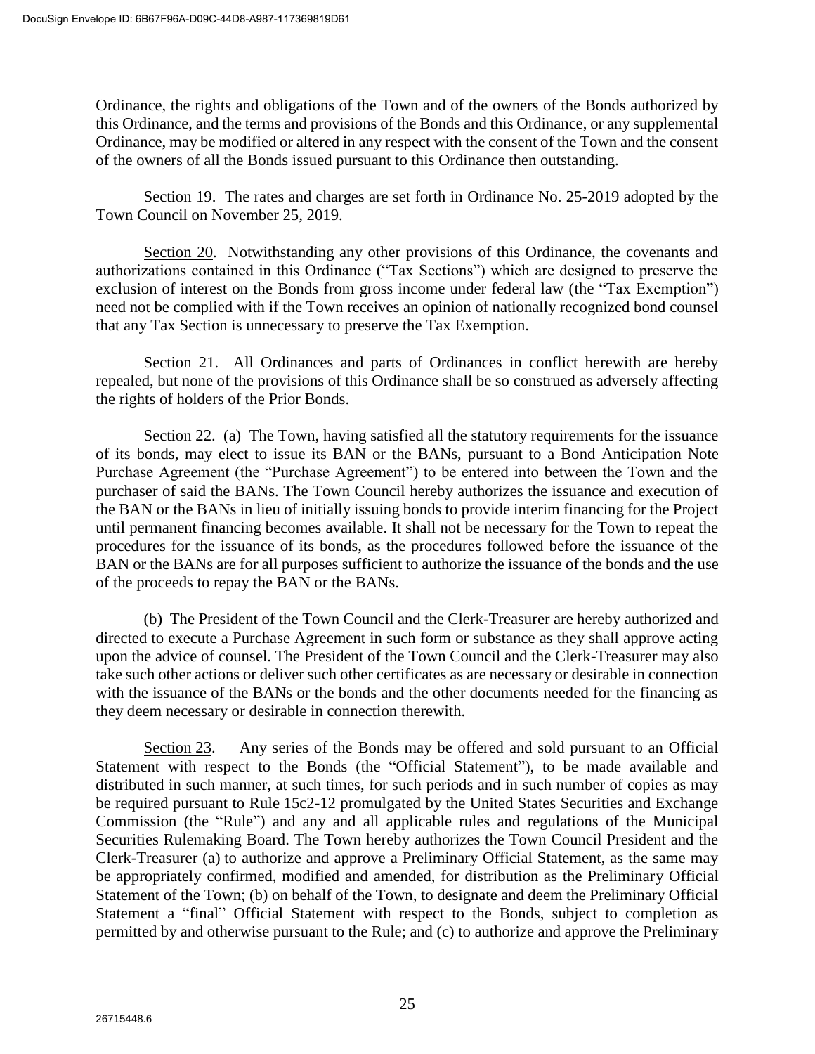Ordinance, the rights and obligations of the Town and of the owners of the Bonds authorized by this Ordinance, and the terms and provisions of the Bonds and this Ordinance, or any supplemental Ordinance, may be modified or altered in any respect with the consent of the Town and the consent of the owners of all the Bonds issued pursuant to this Ordinance then outstanding.

Section 19. The rates and charges are set forth in Ordinance No. 25-2019 adopted by the Town Council on November 25, 2019.

Section 20. Notwithstanding any other provisions of this Ordinance, the covenants and authorizations contained in this Ordinance ("Tax Sections") which are designed to preserve the exclusion of interest on the Bonds from gross income under federal law (the "Tax Exemption") need not be complied with if the Town receives an opinion of nationally recognized bond counsel that any Tax Section is unnecessary to preserve the Tax Exemption.

Section 21. All Ordinances and parts of Ordinances in conflict herewith are hereby repealed, but none of the provisions of this Ordinance shall be so construed as adversely affecting the rights of holders of the Prior Bonds.

Section 22. (a) The Town, having satisfied all the statutory requirements for the issuance of its bonds, may elect to issue its BAN or the BANs, pursuant to a Bond Anticipation Note Purchase Agreement (the "Purchase Agreement") to be entered into between the Town and the purchaser of said the BANs. The Town Council hereby authorizes the issuance and execution of the BAN or the BANs in lieu of initially issuing bonds to provide interim financing for the Project until permanent financing becomes available. It shall not be necessary for the Town to repeat the procedures for the issuance of its bonds, as the procedures followed before the issuance of the BAN or the BANs are for all purposes sufficient to authorize the issuance of the bonds and the use of the proceeds to repay the BAN or the BANs.

(b) The President of the Town Council and the Clerk-Treasurer are hereby authorized and directed to execute a Purchase Agreement in such form or substance as they shall approve acting upon the advice of counsel. The President of the Town Council and the Clerk-Treasurer may also take such other actions or deliver such other certificates as are necessary or desirable in connection with the issuance of the BANs or the bonds and the other documents needed for the financing as they deem necessary or desirable in connection therewith.

Section 23. Any series of the Bonds may be offered and sold pursuant to an Official Statement with respect to the Bonds (the "Official Statement"), to be made available and distributed in such manner, at such times, for such periods and in such number of copies as may be required pursuant to Rule 15c2-12 promulgated by the United States Securities and Exchange Commission (the "Rule") and any and all applicable rules and regulations of the Municipal Securities Rulemaking Board. The Town hereby authorizes the Town Council President and the Clerk-Treasurer (a) to authorize and approve a Preliminary Official Statement, as the same may be appropriately confirmed, modified and amended, for distribution as the Preliminary Official Statement of the Town; (b) on behalf of the Town, to designate and deem the Preliminary Official Statement a "final" Official Statement with respect to the Bonds, subject to completion as permitted by and otherwise pursuant to the Rule; and (c) to authorize and approve the Preliminary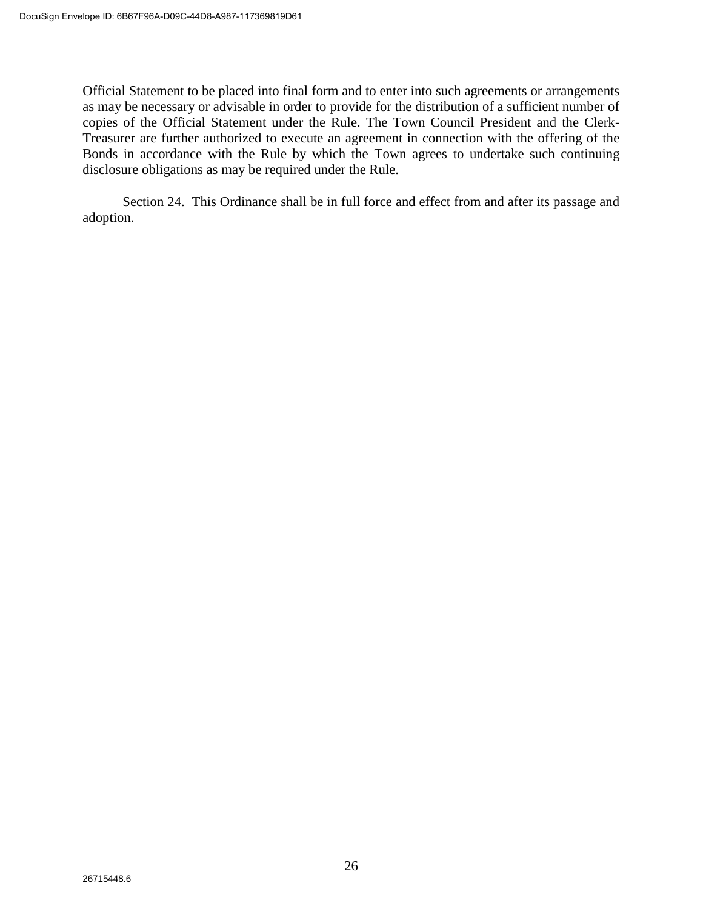Official Statement to be placed into final form and to enter into such agreements or arrangements as may be necessary or advisable in order to provide for the distribution of a sufficient number of copies of the Official Statement under the Rule. The Town Council President and the Clerk-Treasurer are further authorized to execute an agreement in connection with the offering of the Bonds in accordance with the Rule by which the Town agrees to undertake such continuing disclosure obligations as may be required under the Rule.

Section 24. This Ordinance shall be in full force and effect from and after its passage and adoption.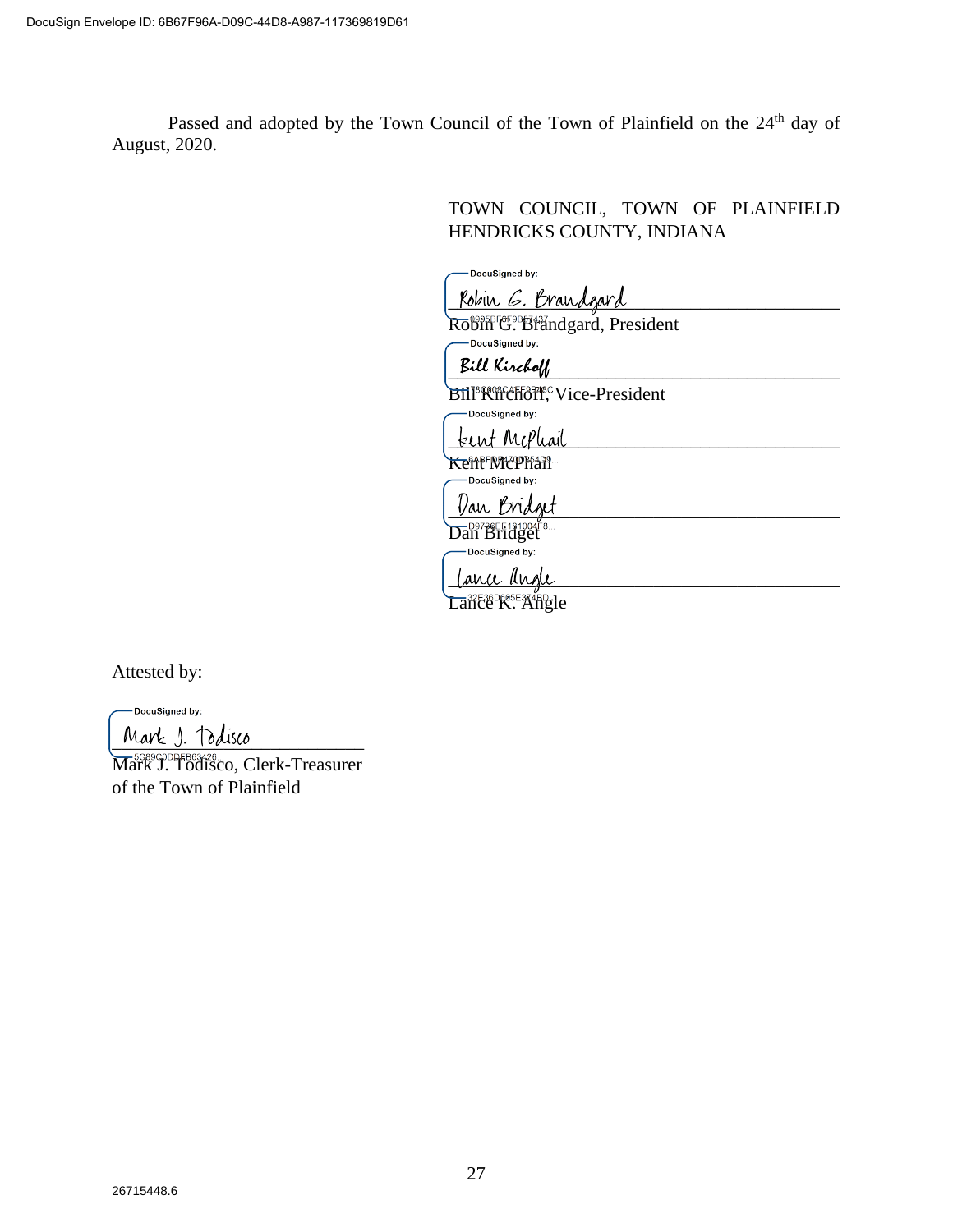Passed and adopted by the Town Council of the Town of Plainfield on the 24th day of August, 2020.

TOWN COUNCIL, TOWN OF PLAINFIELD
HENDRICKS COUNTY, INDIANA

DocuSigned by:
Robin G. Brandgard
Robin G. Brandgard, President

DocuSigned by:
Bill Kirchoff
Bill Kirchoff, Vice-President

DocuSigned by:
Kent McPhail
Kent McPhail

DocuSigned by:
Dan Bridget
Dan Bridget

DocuSigned by:
Lance Angle
Lance K. Angle

Attested by:

DocuSigned by:
Mark J. Todisco
Mark J. Todisco, Clerk-Treasurer
of the Town of Plainfield